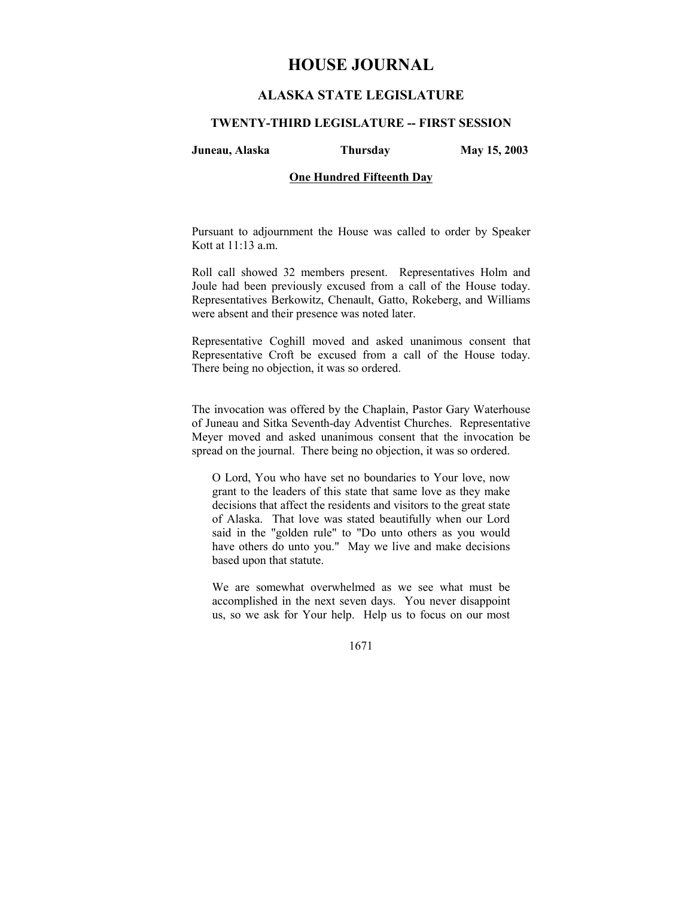# HOUSE JOURNAL

## ALASKA STATE LEGISLATURE

### TWENTY-THIRD LEGISLATURE -- FIRST SESSION

**Juneau, Alaska** **Thursday** **May 15, 2003**

**One Hundred Fifteenth Day**

Pursuant to adjournment the House was called to order by Speaker Kott at 11:13 a.m.

Roll call showed 32 members present. Representatives Holm and Joule had been previously excused from a call of the House today. Representatives Berkowitz, Chenault, Gatto, Rokeberg, and Williams were absent and their presence was noted later.

Representative Coghill moved and asked unanimous consent that Representative Croft be excused from a call of the House today. There being no objection, it was so ordered.

The invocation was offered by the Chaplain, Pastor Gary Waterhouse of Juneau and Sitka Seventh-day Adventist Churches. Representative Meyer moved and asked unanimous consent that the invocation be spread on the journal. There being no objection, it was so ordered.

> O Lord, You who have set no boundaries to Your love, now grant to the leaders of this state that same love as they make decisions that affect the residents and visitors to the great state of Alaska. That love was stated beautifully when our Lord said in the "golden rule" to "Do unto others as you would have others do unto you." May we live and make decisions based upon that statute.
>
> We are somewhat overwhelmed as we see what must be accomplished in the next seven days. You never disappoint us, so we ask for Your help. Help us to focus on our most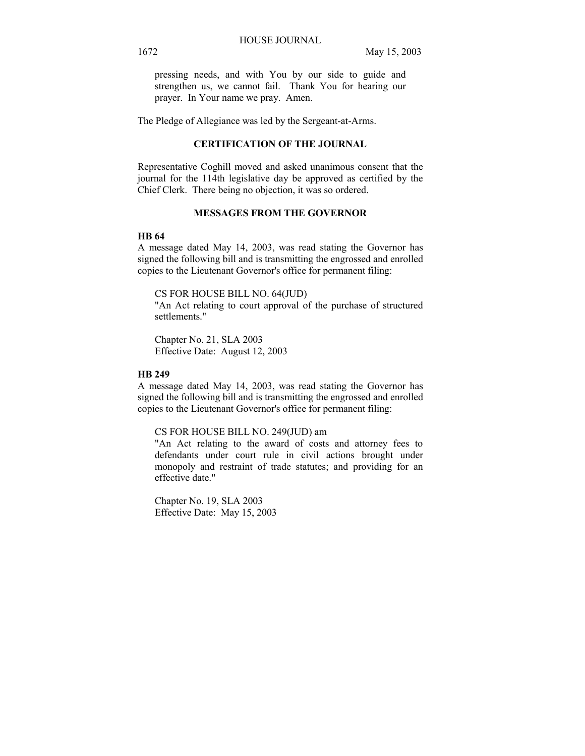pressing needs, and with You by our side to guide and strengthen us, we cannot fail. Thank You for hearing our prayer. In Your name we pray. Amen.

The Pledge of Allegiance was led by the Sergeant-at-Arms.

## CERTIFICATION OF THE JOURNAL

Representative Coghill moved and asked unanimous consent that the journal for the 114th legislative day be approved as certified by the Chief Clerk. There being no objection, it was so ordered.

## MESSAGES FROM THE GOVERNOR

**HB 64**

A message dated May 14, 2003, was read stating the Governor has signed the following bill and is transmitting the engrossed and enrolled copies to the Lieutenant Governor's office for permanent filing:

CS FOR HOUSE BILL NO. 64(JUD)
"An Act relating to court approval of the purchase of structured settlements."

Chapter No. 21, SLA 2003
Effective Date: August 12, 2003

**HB 249**

A message dated May 14, 2003, was read stating the Governor has signed the following bill and is transmitting the engrossed and enrolled copies to the Lieutenant Governor's office for permanent filing:

CS FOR HOUSE BILL NO. 249(JUD) am
"An Act relating to the award of costs and attorney fees to defendants under court rule in civil actions brought under monopoly and restraint of trade statutes; and providing for an effective date."

Chapter No. 19, SLA 2003
Effective Date: May 15, 2003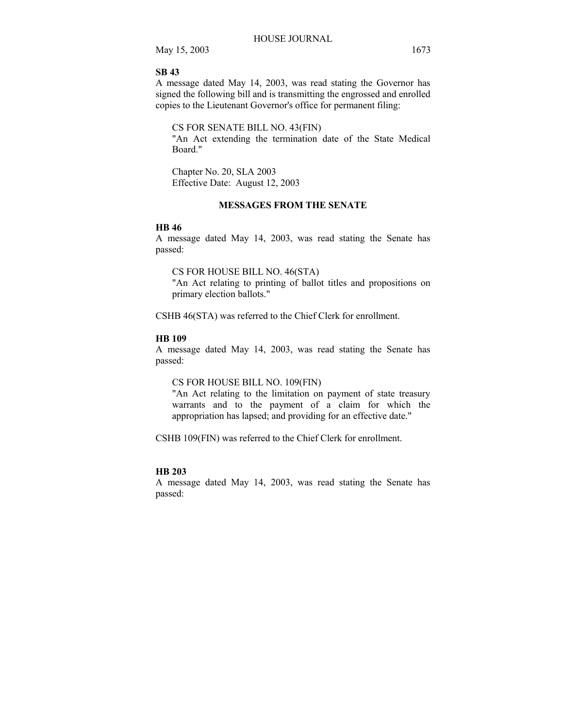**SB 43**

A message dated May 14, 2003, was read stating the Governor has signed the following bill and is transmitting the engrossed and enrolled copies to the Lieutenant Governor's office for permanent filing:

CS FOR SENATE BILL NO. 43(FIN)
"An Act extending the termination date of the State Medical Board."

Chapter No. 20, SLA 2003
Effective Date: August 12, 2003

## MESSAGES FROM THE SENATE

**HB 46**

A message dated May 14, 2003, was read stating the Senate has passed:

CS FOR HOUSE BILL NO. 46(STA)
"An Act relating to printing of ballot titles and propositions on primary election ballots."

CSHB 46(STA) was referred to the Chief Clerk for enrollment.

**HB 109**

A message dated May 14, 2003, was read stating the Senate has passed:

CS FOR HOUSE BILL NO. 109(FIN)
"An Act relating to the limitation on payment of state treasury warrants and to the payment of a claim for which the appropriation has lapsed; and providing for an effective date."

CSHB 109(FIN) was referred to the Chief Clerk for enrollment.

**HB 203**

A message dated May 14, 2003, was read stating the Senate has passed: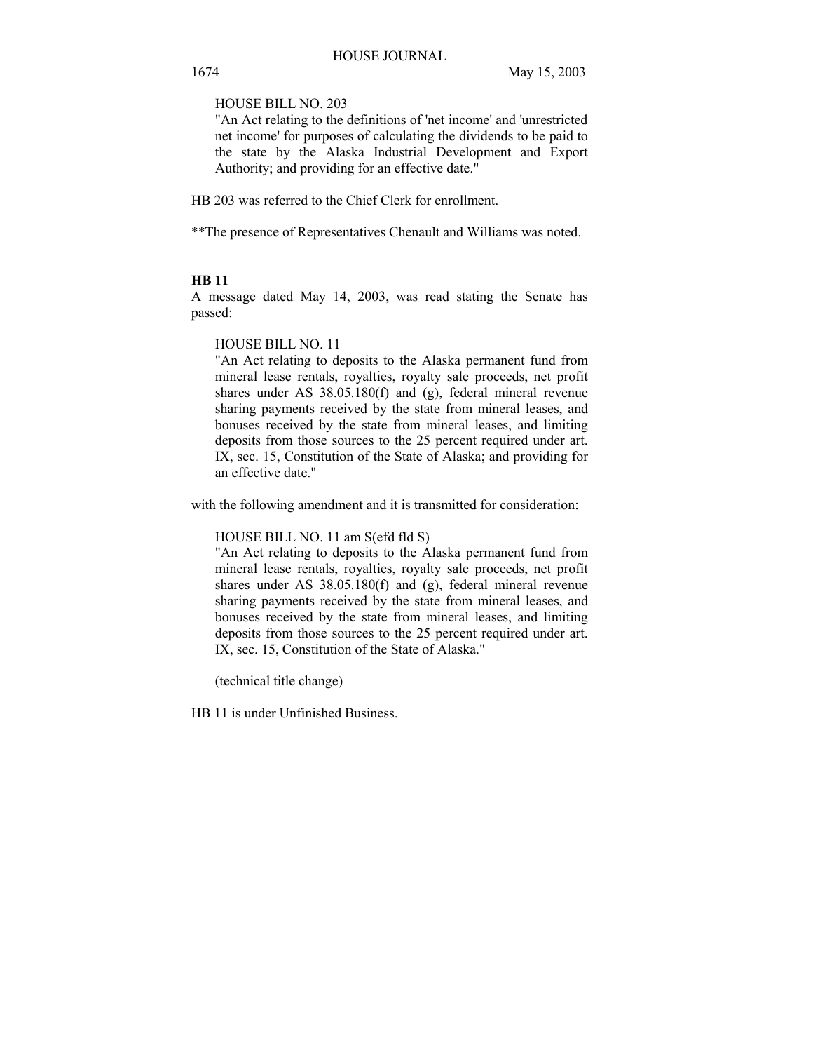HOUSE BILL NO. 203

"An Act relating to the definitions of 'net income' and 'unrestricted net income' for purposes of calculating the dividends to be paid to the state by the Alaska Industrial Development and Export Authority; and providing for an effective date."

HB 203 was referred to the Chief Clerk for enrollment.

**The presence of Representatives Chenault and Williams was noted.

**HB 11**

A message dated May 14, 2003, was read stating the Senate has passed:

HOUSE BILL NO. 11

"An Act relating to deposits to the Alaska permanent fund from mineral lease rentals, royalties, royalty sale proceeds, net profit shares under AS 38.05.180(f) and (g), federal mineral revenue sharing payments received by the state from mineral leases, and bonuses received by the state from mineral leases, and limiting deposits from those sources to the 25 percent required under art. IX, sec. 15, Constitution of the State of Alaska; and providing for an effective date."

with the following amendment and it is transmitted for consideration:

HOUSE BILL NO. 11 am S(efd fld S)

"An Act relating to deposits to the Alaska permanent fund from mineral lease rentals, royalties, royalty sale proceeds, net profit shares under AS 38.05.180(f) and (g), federal mineral revenue sharing payments received by the state from mineral leases, and bonuses received by the state from mineral leases, and limiting deposits from those sources to the 25 percent required under art. IX, sec. 15, Constitution of the State of Alaska."

(technical title change)

HB 11 is under Unfinished Business.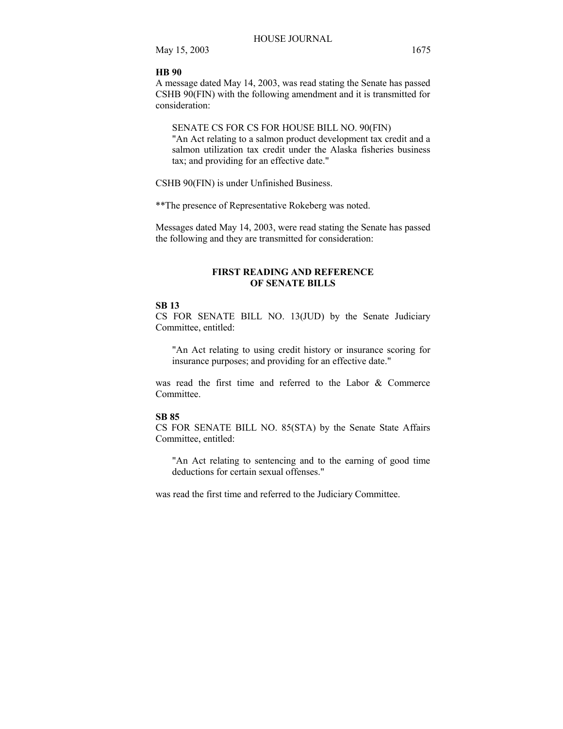**HB 90**

A message dated May 14, 2003, was read stating the Senate has passed CSHB 90(FIN) with the following amendment and it is transmitted for consideration:

> SENATE CS FOR CS FOR HOUSE BILL NO. 90(FIN)
> "An Act relating to a salmon product development tax credit and a salmon utilization tax credit under the Alaska fisheries business tax; and providing for an effective date."

CSHB 90(FIN) is under Unfinished Business.

**The presence of Representative Rokeberg was noted.

Messages dated May 14, 2003, were read stating the Senate has passed the following and they are transmitted for consideration:

## FIRST READING AND REFERENCE OF SENATE BILLS

**SB 13**

CS FOR SENATE BILL NO. 13(JUD) by the Senate Judiciary Committee, entitled:

> "An Act relating to using credit history or insurance scoring for insurance purposes; and providing for an effective date."

was read the first time and referred to the Labor & Commerce Committee.

**SB 85**

CS FOR SENATE BILL NO. 85(STA) by the Senate State Affairs Committee, entitled:

> "An Act relating to sentencing and to the earning of good time deductions for certain sexual offenses."

was read the first time and referred to the Judiciary Committee.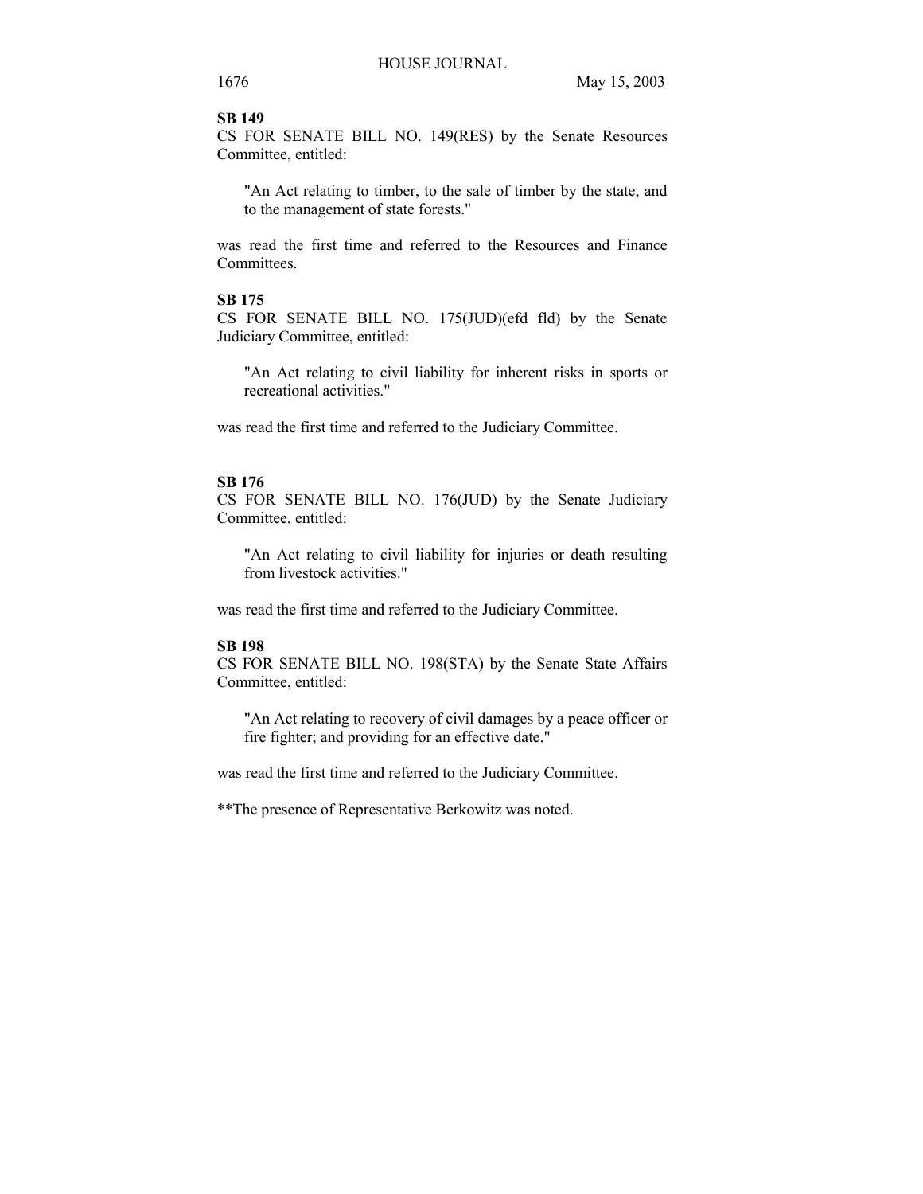**SB 149**

CS FOR SENATE BILL NO. 149(RES) by the Senate Resources Committee, entitled:

> "An Act relating to timber, to the sale of timber by the state, and to the management of state forests."

was read the first time and referred to the Resources and Finance Committees.

**SB 175**

CS FOR SENATE BILL NO. 175(JUD)(efd fld) by the Senate Judiciary Committee, entitled:

> "An Act relating to civil liability for inherent risks in sports or recreational activities."

was read the first time and referred to the Judiciary Committee.

**SB 176**

CS FOR SENATE BILL NO. 176(JUD) by the Senate Judiciary Committee, entitled:

> "An Act relating to civil liability for injuries or death resulting from livestock activities."

was read the first time and referred to the Judiciary Committee.

**SB 198**

CS FOR SENATE BILL NO. 198(STA) by the Senate State Affairs Committee, entitled:

> "An Act relating to recovery of civil damages by a peace officer or fire fighter; and providing for an effective date."

was read the first time and referred to the Judiciary Committee.

**The presence of Representative Berkowitz was noted.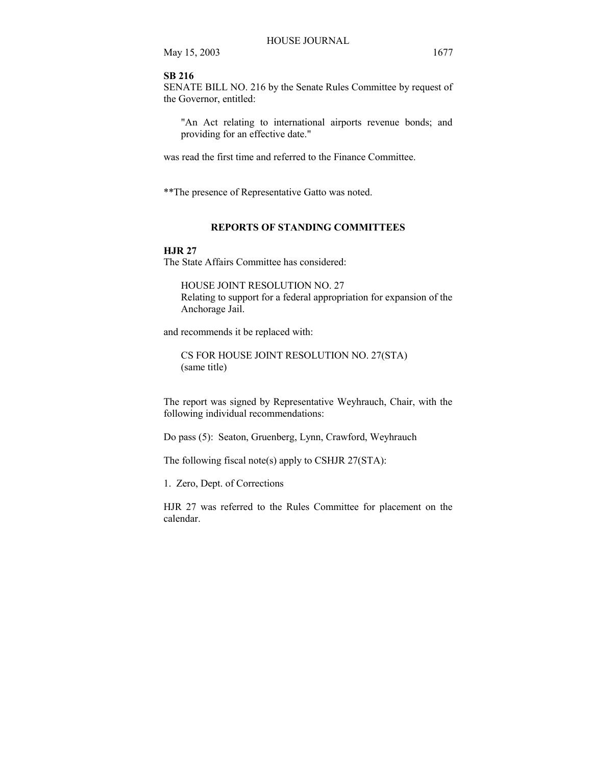**SB 216**

SENATE BILL NO. 216 by the Senate Rules Committee by request of the Governor, entitled:

> "An Act relating to international airports revenue bonds; and providing for an effective date."

was read the first time and referred to the Finance Committee.

**The presence of Representative Gatto was noted.

## REPORTS OF STANDING COMMITTEES

**HJR 27**

The State Affairs Committee has considered:

> HOUSE JOINT RESOLUTION NO. 27
> Relating to support for a federal appropriation for expansion of the Anchorage Jail.

and recommends it be replaced with:

> CS FOR HOUSE JOINT RESOLUTION NO. 27(STA)
> (same title)

The report was signed by Representative Weyhrauch, Chair, with the following individual recommendations:

Do pass (5): Seaton, Gruenberg, Lynn, Crawford, Weyhrauch

The following fiscal note(s) apply to CSHJR 27(STA):

1. Zero, Dept. of Corrections

HJR 27 was referred to the Rules Committee for placement on the calendar.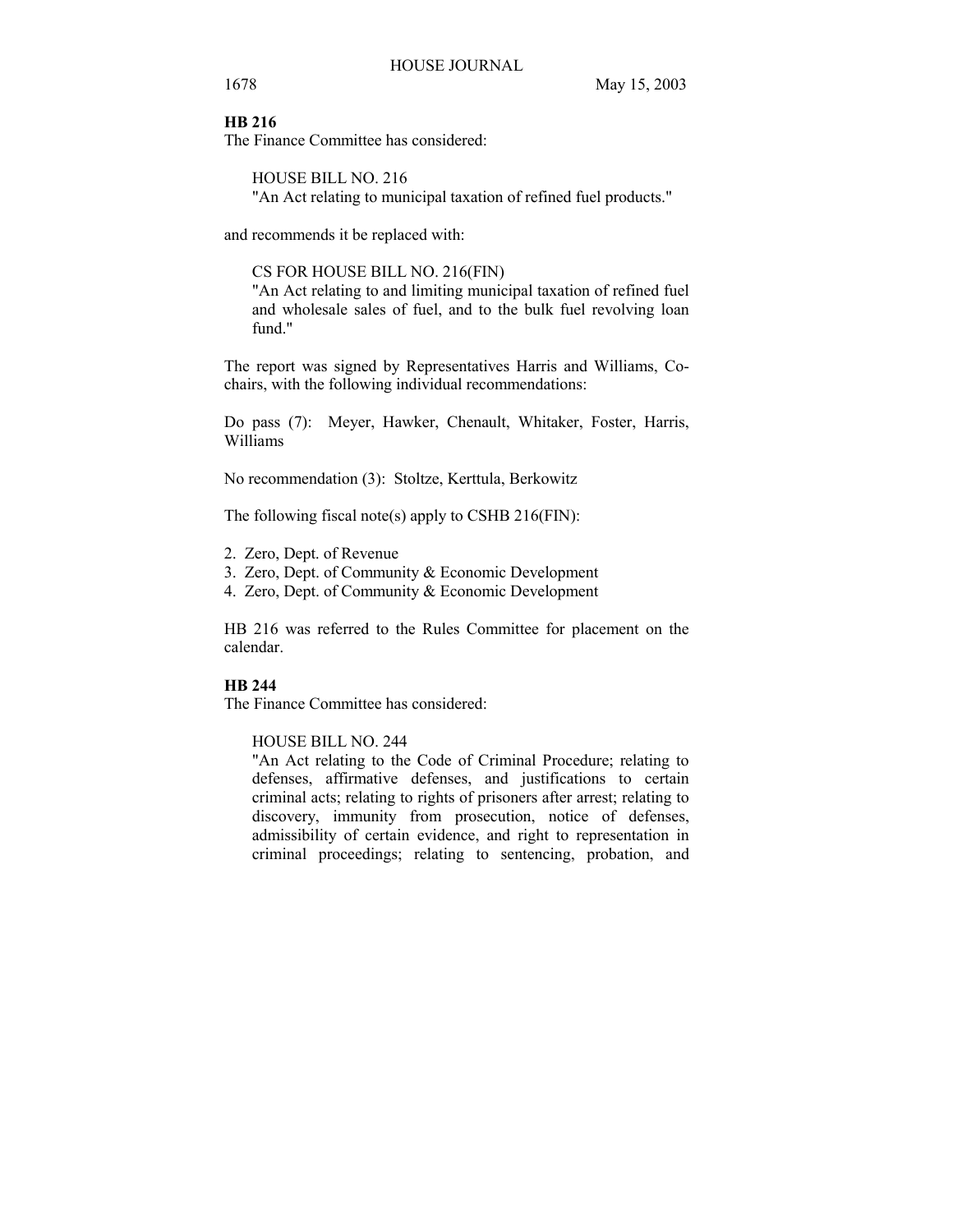**HB 216**

The Finance Committee has considered:

HOUSE BILL NO. 216
"An Act relating to municipal taxation of refined fuel products."

and recommends it be replaced with:

CS FOR HOUSE BILL NO. 216(FIN)
"An Act relating to and limiting municipal taxation of refined fuel and wholesale sales of fuel, and to the bulk fuel revolving loan fund."

The report was signed by Representatives Harris and Williams, Co-chairs, with the following individual recommendations:

Do pass (7): Meyer, Hawker, Chenault, Whitaker, Foster, Harris, Williams

No recommendation (3): Stoltze, Kerttula, Berkowitz

The following fiscal note(s) apply to CSHB 216(FIN):

2. Zero, Dept. of Revenue
3. Zero, Dept. of Community & Economic Development
4. Zero, Dept. of Community & Economic Development

HB 216 was referred to the Rules Committee for placement on the calendar.

**HB 244**

The Finance Committee has considered:

HOUSE BILL NO. 244
"An Act relating to the Code of Criminal Procedure; relating to defenses, affirmative defenses, and justifications to certain criminal acts; relating to rights of prisoners after arrest; relating to discovery, immunity from prosecution, notice of defenses, admissibility of certain evidence, and right to representation in criminal proceedings; relating to sentencing, probation, and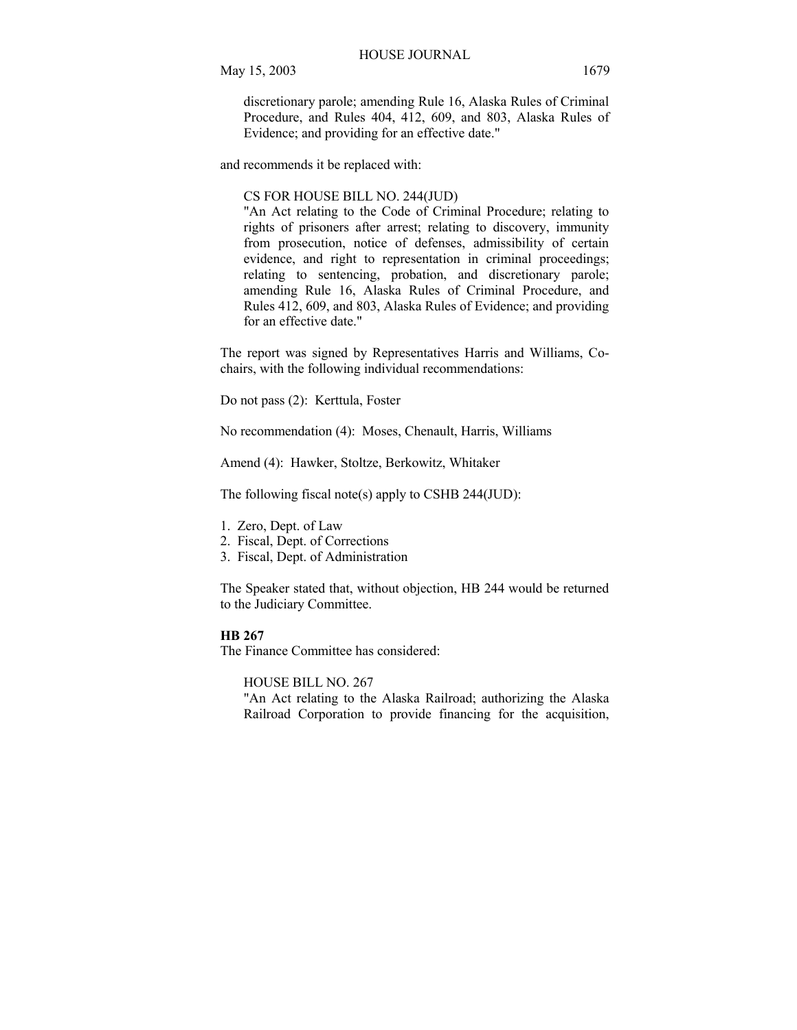discretionary parole; amending Rule 16, Alaska Rules of Criminal Procedure, and Rules 404, 412, 609, and 803, Alaska Rules of Evidence; and providing for an effective date."

and recommends it be replaced with:

CS FOR HOUSE BILL NO. 244(JUD)
"An Act relating to the Code of Criminal Procedure; relating to rights of prisoners after arrest; relating to discovery, immunity from prosecution, notice of defenses, admissibility of certain evidence, and right to representation in criminal proceedings; relating to sentencing, probation, and discretionary parole; amending Rule 16, Alaska Rules of Criminal Procedure, and Rules 412, 609, and 803, Alaska Rules of Evidence; and providing for an effective date."

The report was signed by Representatives Harris and Williams, Co-chairs, with the following individual recommendations:

Do not pass (2): Kerttula, Foster

No recommendation (4): Moses, Chenault, Harris, Williams

Amend (4): Hawker, Stoltze, Berkowitz, Whitaker

The following fiscal note(s) apply to CSHB 244(JUD):

1. Zero, Dept. of Law
2. Fiscal, Dept. of Corrections
3. Fiscal, Dept. of Administration

The Speaker stated that, without objection, HB 244 would be returned to the Judiciary Committee.

**HB 267**

The Finance Committee has considered:

HOUSE BILL NO. 267
"An Act relating to the Alaska Railroad; authorizing the Alaska Railroad Corporation to provide financing for the acquisition,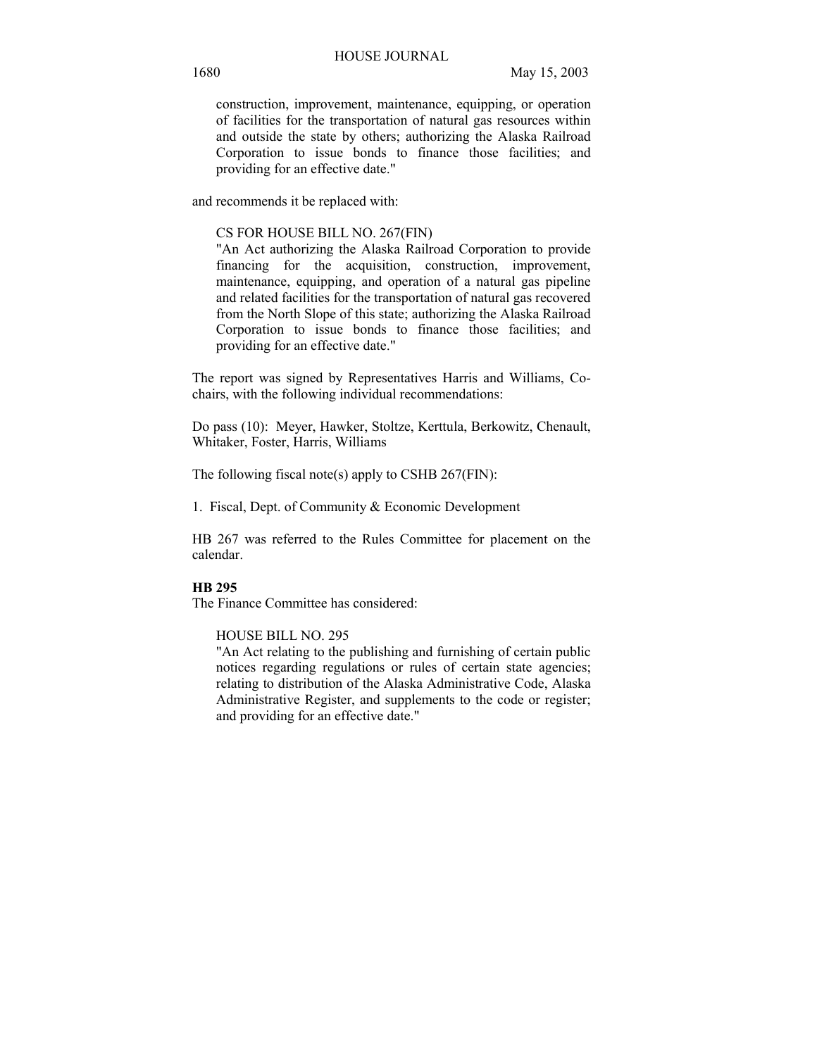construction, improvement, maintenance, equipping, or operation of facilities for the transportation of natural gas resources within and outside the state by others; authorizing the Alaska Railroad Corporation to issue bonds to finance those facilities; and providing for an effective date."

and recommends it be replaced with:

CS FOR HOUSE BILL NO. 267(FIN)
"An Act authorizing the Alaska Railroad Corporation to provide financing for the acquisition, construction, improvement, maintenance, equipping, and operation of a natural gas pipeline and related facilities for the transportation of natural gas recovered from the North Slope of this state; authorizing the Alaska Railroad Corporation to issue bonds to finance those facilities; and providing for an effective date."

The report was signed by Representatives Harris and Williams, Co-chairs, with the following individual recommendations:

Do pass (10): Meyer, Hawker, Stoltze, Kerttula, Berkowitz, Chenault, Whitaker, Foster, Harris, Williams

The following fiscal note(s) apply to CSHB 267(FIN):

1. Fiscal, Dept. of Community & Economic Development

HB 267 was referred to the Rules Committee for placement on the calendar.

**HB 295**
The Finance Committee has considered:

HOUSE BILL NO. 295
"An Act relating to the publishing and furnishing of certain public notices regarding regulations or rules of certain state agencies; relating to distribution of the Alaska Administrative Code, Alaska Administrative Register, and supplements to the code or register; and providing for an effective date."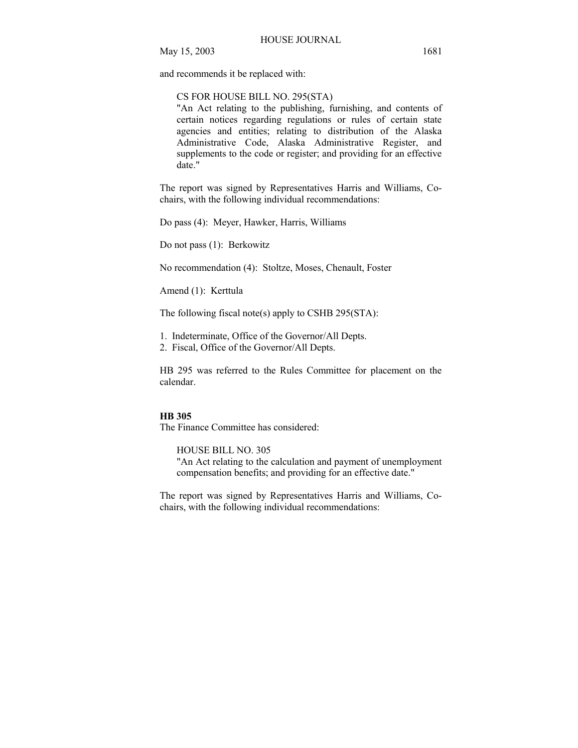and recommends it be replaced with:

> CS FOR HOUSE BILL NO. 295(STA)
> "An Act relating to the publishing, furnishing, and contents of certain notices regarding regulations or rules of certain state agencies and entities; relating to distribution of the Alaska Administrative Code, Alaska Administrative Register, and supplements to the code or register; and providing for an effective date."

The report was signed by Representatives Harris and Williams, Co-chairs, with the following individual recommendations:

Do pass (4): Meyer, Hawker, Harris, Williams

Do not pass (1): Berkowitz

No recommendation (4): Stoltze, Moses, Chenault, Foster

Amend (1): Kerttula

The following fiscal note(s) apply to CSHB 295(STA):

1. Indeterminate, Office of the Governor/All Depts.
2. Fiscal, Office of the Governor/All Depts.

HB 295 was referred to the Rules Committee for placement on the calendar.

**HB 305**

The Finance Committee has considered:

> HOUSE BILL NO. 305
> "An Act relating to the calculation and payment of unemployment compensation benefits; and providing for an effective date."

The report was signed by Representatives Harris and Williams, Co-chairs, with the following individual recommendations: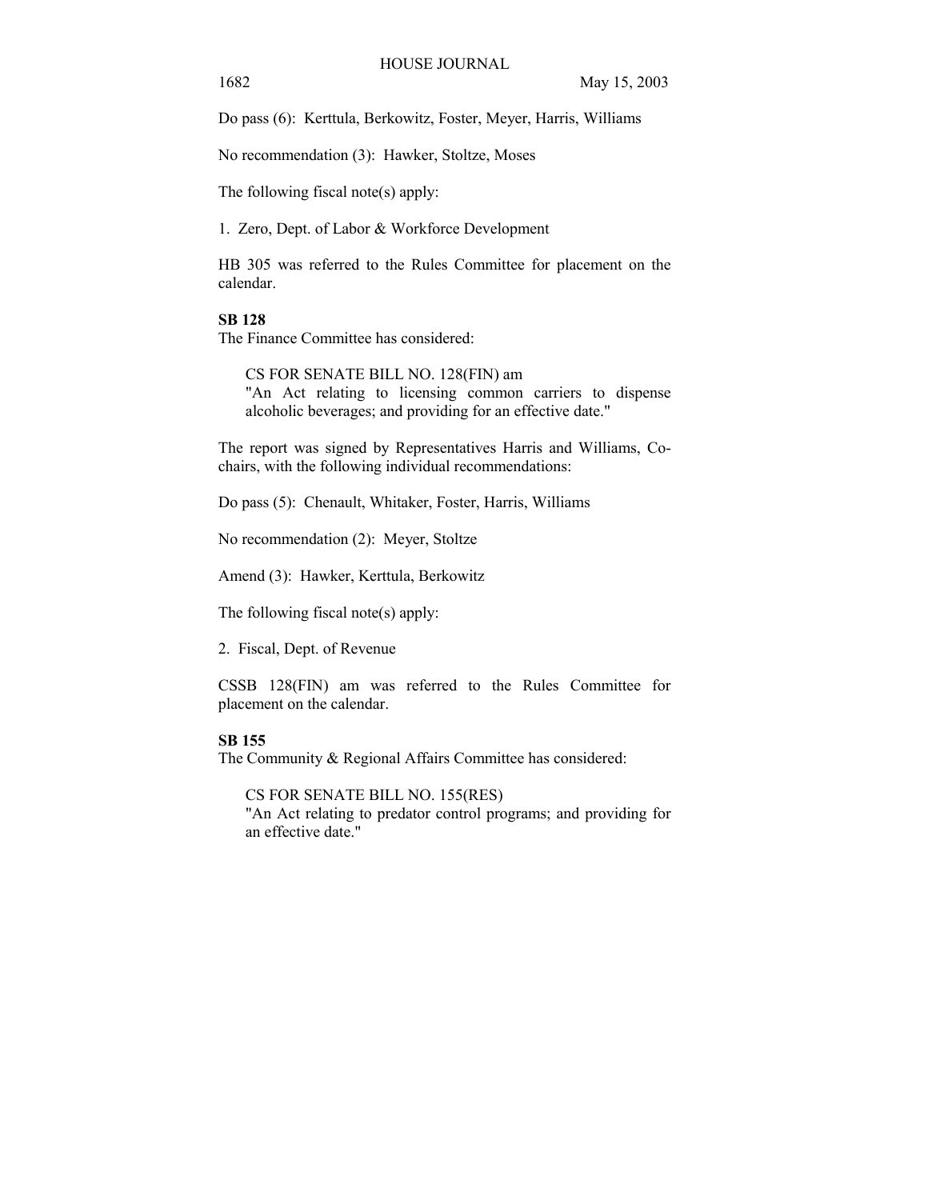Do pass (6): Kerttula, Berkowitz, Foster, Meyer, Harris, Williams

No recommendation (3): Hawker, Stoltze, Moses

The following fiscal note(s) apply:

1. Zero, Dept. of Labor & Workforce Development

HB 305 was referred to the Rules Committee for placement on the calendar.

**SB 128**

The Finance Committee has considered:

> CS FOR SENATE BILL NO. 128(FIN) am
> "An Act relating to licensing common carriers to dispense alcoholic beverages; and providing for an effective date."

The report was signed by Representatives Harris and Williams, Co-chairs, with the following individual recommendations:

Do pass (5): Chenault, Whitaker, Foster, Harris, Williams

No recommendation (2): Meyer, Stoltze

Amend (3): Hawker, Kerttula, Berkowitz

The following fiscal note(s) apply:

2. Fiscal, Dept. of Revenue

CSSB 128(FIN) am was referred to the Rules Committee for placement on the calendar.

**SB 155**

The Community & Regional Affairs Committee has considered:

> CS FOR SENATE BILL NO. 155(RES)
> "An Act relating to predator control programs; and providing for an effective date."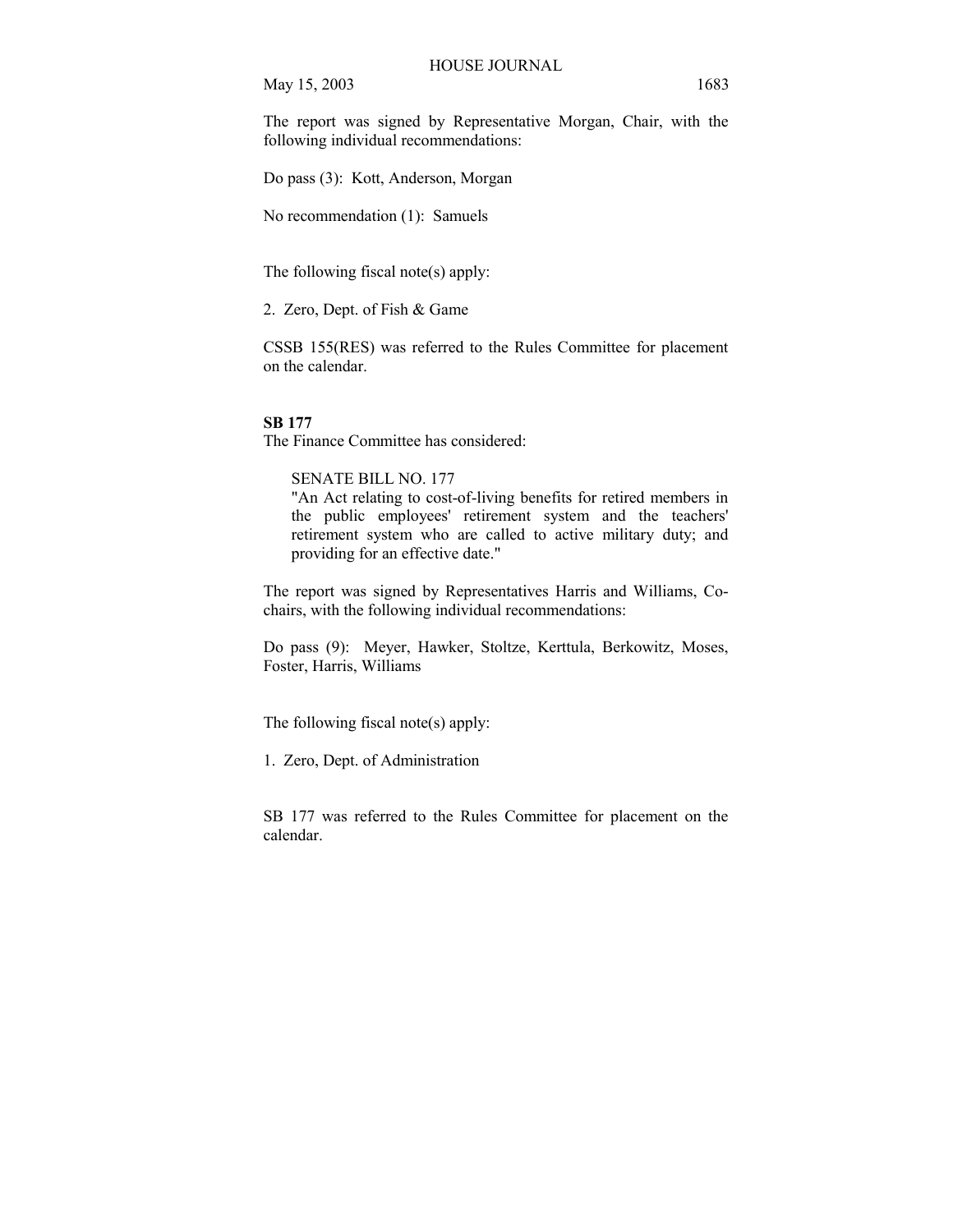The report was signed by Representative Morgan, Chair, with the following individual recommendations:

Do pass (3): Kott, Anderson, Morgan

No recommendation (1): Samuels

The following fiscal note(s) apply:

2. Zero, Dept. of Fish & Game

CSSB 155(RES) was referred to the Rules Committee for placement on the calendar.

**SB 177**

The Finance Committee has considered:

> SENATE BILL NO. 177
> "An Act relating to cost-of-living benefits for retired members in the public employees' retirement system and the teachers' retirement system who are called to active military duty; and providing for an effective date."

The report was signed by Representatives Harris and Williams, Co-chairs, with the following individual recommendations:

Do pass (9): Meyer, Hawker, Stoltze, Kerttula, Berkowitz, Moses, Foster, Harris, Williams

The following fiscal note(s) apply:

1. Zero, Dept. of Administration

SB 177 was referred to the Rules Committee for placement on the calendar.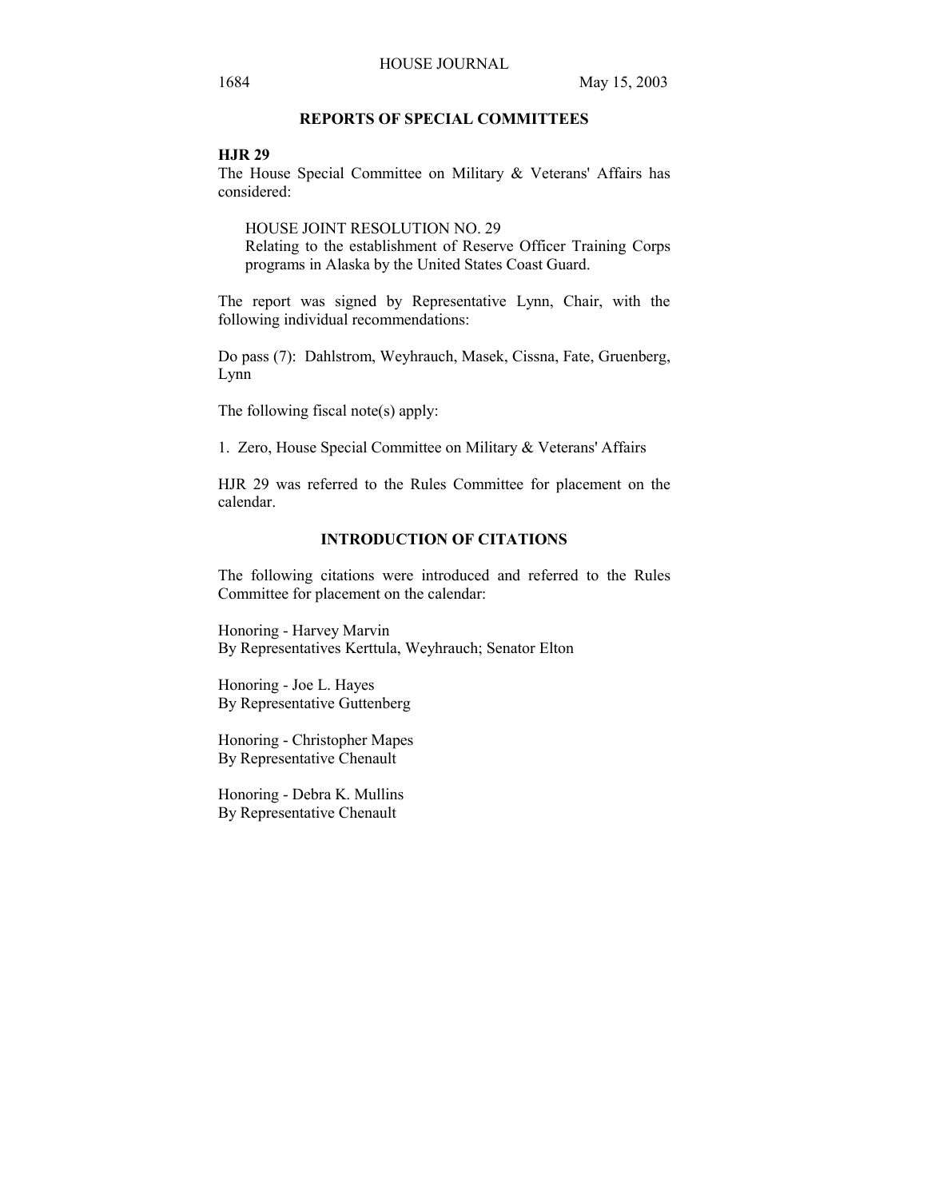## REPORTS OF SPECIAL COMMITTEES

**HJR 29**

The House Special Committee on Military & Veterans' Affairs has considered:

> HOUSE JOINT RESOLUTION NO. 29
> Relating to the establishment of Reserve Officer Training Corps programs in Alaska by the United States Coast Guard.

The report was signed by Representative Lynn, Chair, with the following individual recommendations:

Do pass (7): Dahlstrom, Weyhrauch, Masek, Cissna, Fate, Gruenberg, Lynn

The following fiscal note(s) apply:

1. Zero, House Special Committee on Military & Veterans' Affairs

HJR 29 was referred to the Rules Committee for placement on the calendar.

## INTRODUCTION OF CITATIONS

The following citations were introduced and referred to the Rules Committee for placement on the calendar:

Honoring - Harvey Marvin
By Representatives Kerttula, Weyhrauch; Senator Elton

Honoring - Joe L. Hayes
By Representative Guttenberg

Honoring - Christopher Mapes
By Representative Chenault

Honoring - Debra K. Mullins
By Representative Chenault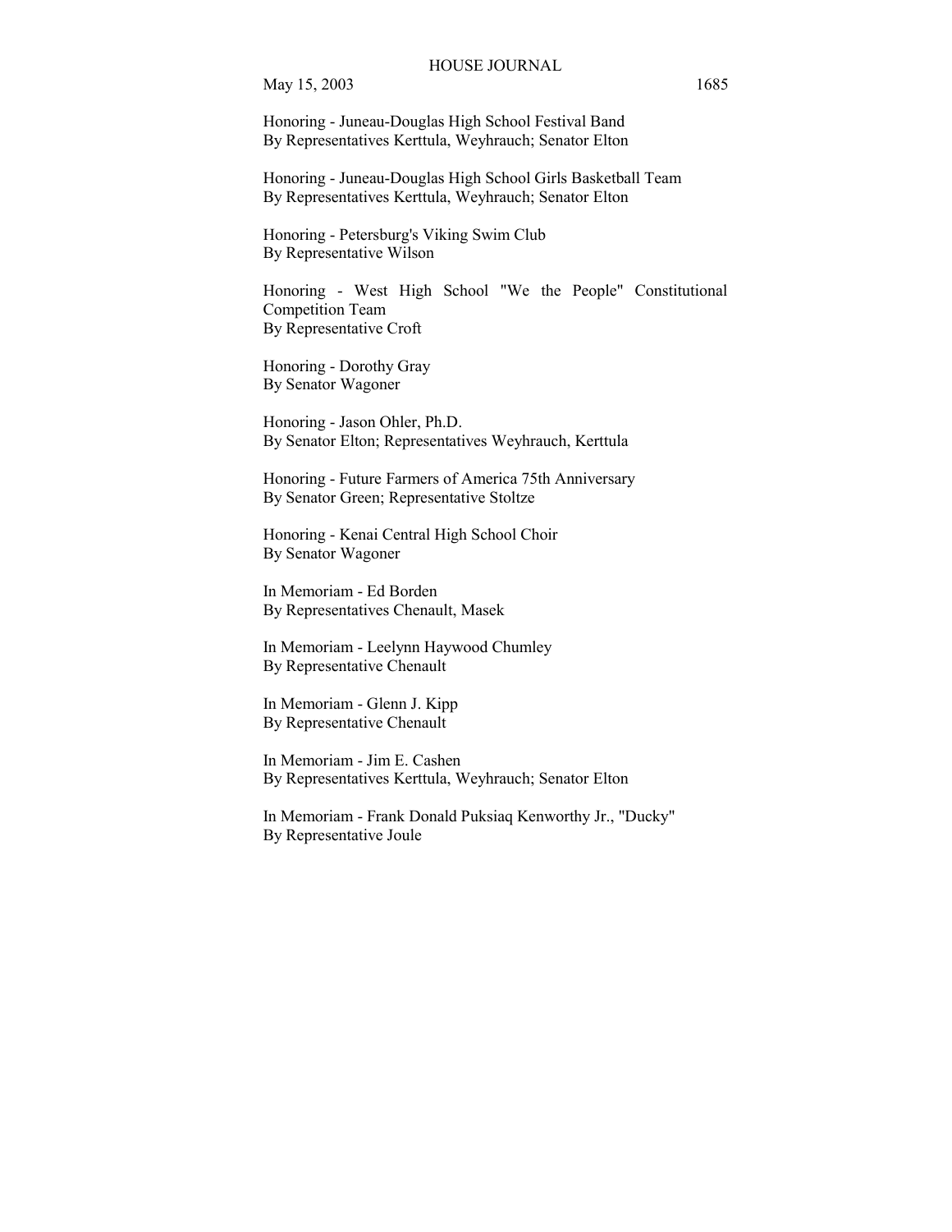Honoring - Juneau-Douglas High School Festival Band
By Representatives Kerttula, Weyhrauch; Senator Elton

Honoring - Juneau-Douglas High School Girls Basketball Team
By Representatives Kerttula, Weyhrauch; Senator Elton

Honoring - Petersburg's Viking Swim Club
By Representative Wilson

Honoring - West High School "We the People" Constitutional Competition Team
By Representative Croft

Honoring - Dorothy Gray
By Senator Wagoner

Honoring - Jason Ohler, Ph.D.
By Senator Elton; Representatives Weyhrauch, Kerttula

Honoring - Future Farmers of America 75th Anniversary
By Senator Green; Representative Stoltze

Honoring - Kenai Central High School Choir
By Senator Wagoner

In Memoriam - Ed Borden
By Representatives Chenault, Masek

In Memoriam - Leelynn Haywood Chumley
By Representative Chenault

In Memoriam - Glenn J. Kipp
By Representative Chenault

In Memoriam - Jim E. Cashen
By Representatives Kerttula, Weyhrauch; Senator Elton

In Memoriam - Frank Donald Puksiaq Kenworthy Jr., "Ducky"
By Representative Joule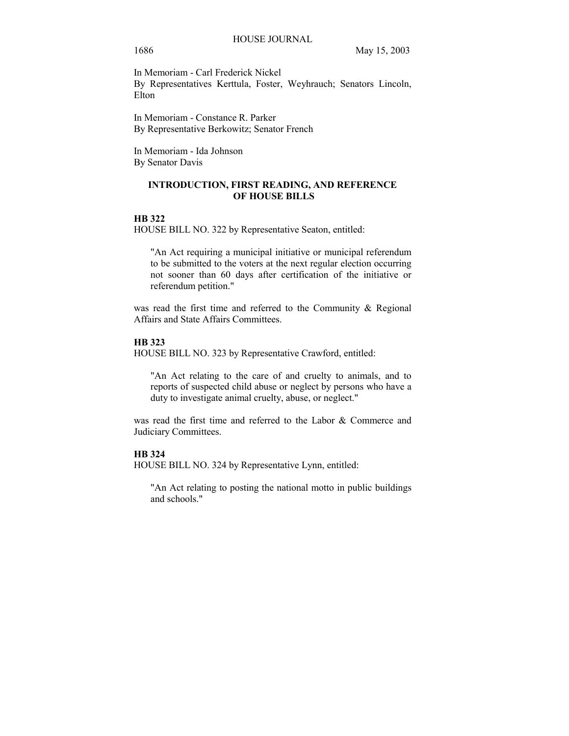In Memoriam - Carl Frederick Nickel
By Representatives Kerttula, Foster, Weyhrauch; Senators Lincoln, Elton

In Memoriam - Constance R. Parker
By Representative Berkowitz; Senator French

In Memoriam - Ida Johnson
By Senator Davis

## INTRODUCTION, FIRST READING, AND REFERENCE OF HOUSE BILLS

**HB 322**
HOUSE BILL NO. 322 by Representative Seaton, entitled:

> "An Act requiring a municipal initiative or municipal referendum to be submitted to the voters at the next regular election occurring not sooner than 60 days after certification of the initiative or referendum petition."

was read the first time and referred to the Community & Regional Affairs and State Affairs Committees.

**HB 323**
HOUSE BILL NO. 323 by Representative Crawford, entitled:

> "An Act relating to the care of and cruelty to animals, and to reports of suspected child abuse or neglect by persons who have a duty to investigate animal cruelty, abuse, or neglect."

was read the first time and referred to the Labor & Commerce and Judiciary Committees.

**HB 324**
HOUSE BILL NO. 324 by Representative Lynn, entitled:

> "An Act relating to posting the national motto in public buildings and schools."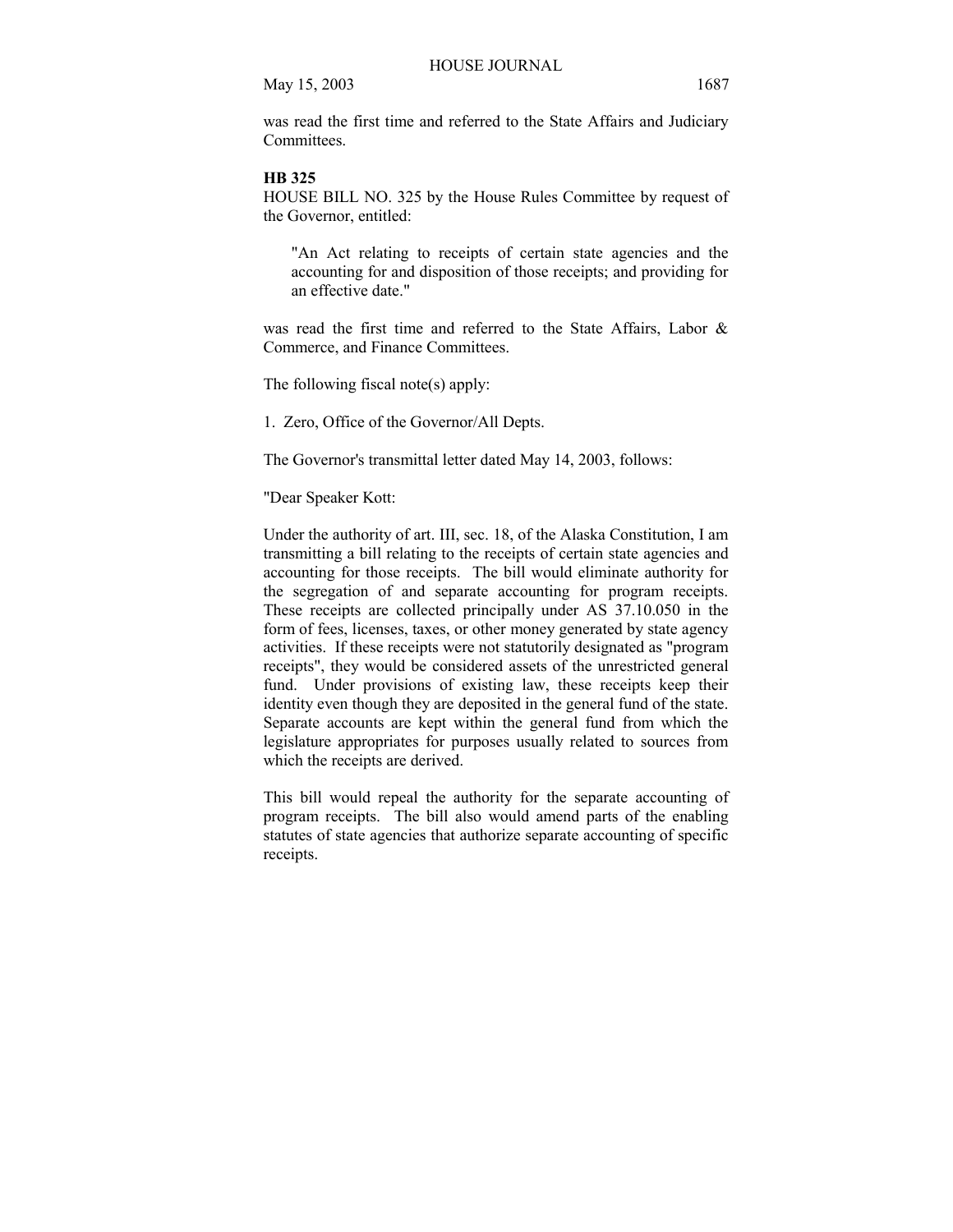was read the first time and referred to the State Affairs and Judiciary Committees.

**HB 325**

HOUSE BILL NO. 325 by the House Rules Committee by request of the Governor, entitled:

> "An Act relating to receipts of certain state agencies and the accounting for and disposition of those receipts; and providing for an effective date."

was read the first time and referred to the State Affairs, Labor & Commerce, and Finance Committees.

The following fiscal note(s) apply:

1. Zero, Office of the Governor/All Depts.

The Governor's transmittal letter dated May 14, 2003, follows:

"Dear Speaker Kott:

Under the authority of art. III, sec. 18, of the Alaska Constitution, I am transmitting a bill relating to the receipts of certain state agencies and accounting for those receipts. The bill would eliminate authority for the segregation of and separate accounting for program receipts. These receipts are collected principally under AS 37.10.050 in the form of fees, licenses, taxes, or other money generated by state agency activities. If these receipts were not statutorily designated as "program receipts", they would be considered assets of the unrestricted general fund. Under provisions of existing law, these receipts keep their identity even though they are deposited in the general fund of the state. Separate accounts are kept within the general fund from which the legislature appropriates for purposes usually related to sources from which the receipts are derived.

This bill would repeal the authority for the separate accounting of program receipts. The bill also would amend parts of the enabling statutes of state agencies that authorize separate accounting of specific receipts.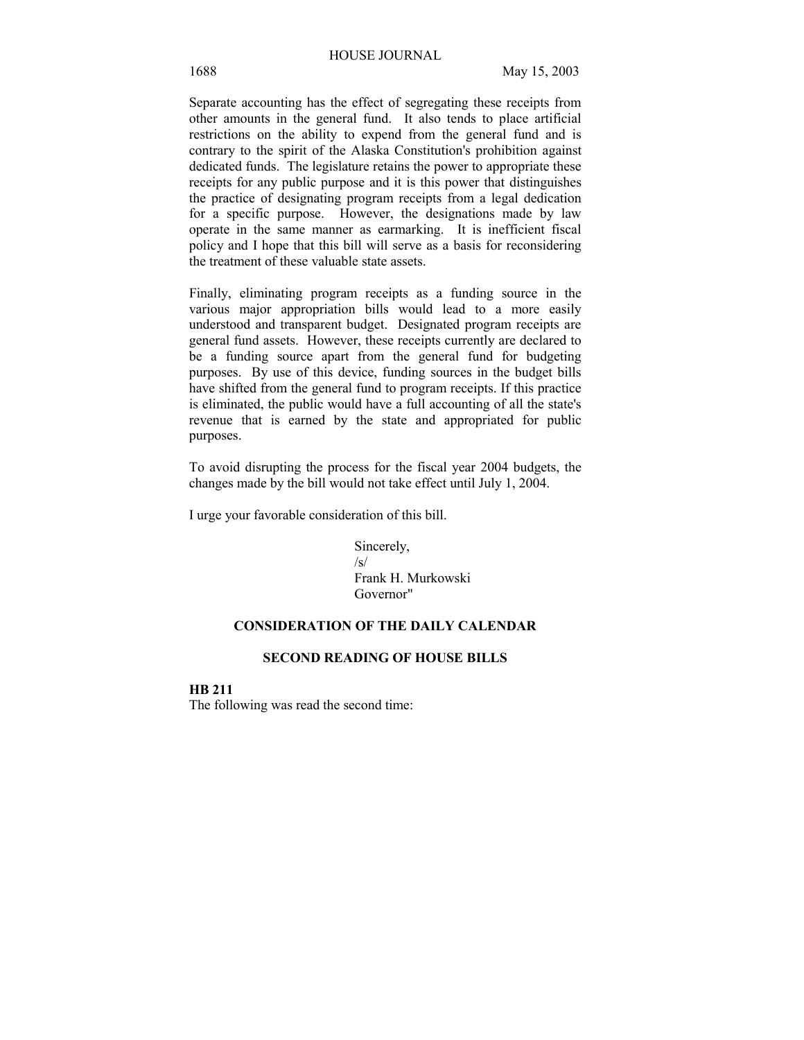Separate accounting has the effect of segregating these receipts from other amounts in the general fund. It also tends to place artificial restrictions on the ability to expend from the general fund and is contrary to the spirit of the Alaska Constitution's prohibition against dedicated funds. The legislature retains the power to appropriate these receipts for any public purpose and it is this power that distinguishes the practice of designating program receipts from a legal dedication for a specific purpose. However, the designations made by law operate in the same manner as earmarking. It is inefficient fiscal policy and I hope that this bill will serve as a basis for reconsidering the treatment of these valuable state assets.

Finally, eliminating program receipts as a funding source in the various major appropriation bills would lead to a more easily understood and transparent budget. Designated program receipts are general fund assets. However, these receipts currently are declared to be a funding source apart from the general fund for budgeting purposes. By use of this device, funding sources in the budget bills have shifted from the general fund to program receipts. If this practice is eliminated, the public would have a full accounting of all the state's revenue that is earned by the state and appropriated for public purposes.

To avoid disrupting the process for the fiscal year 2004 budgets, the changes made by the bill would not take effect until July 1, 2004.

I urge your favorable consideration of this bill.

Sincerely,
/s/
Frank H. Murkowski
Governor"

## CONSIDERATION OF THE DAILY CALENDAR

### SECOND READING OF HOUSE BILLS

**HB 211**
The following was read the second time: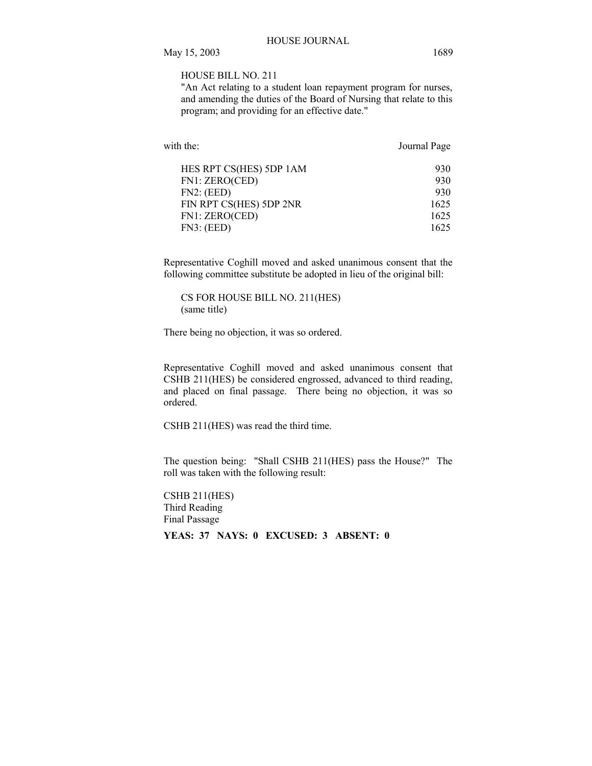HOUSE BILL NO. 211
"An Act relating to a student loan repayment program for nurses, and amending the duties of the Board of Nursing that relate to this program; and providing for an effective date."

| with the: | Journal Page |
|---|---|
| HES RPT CS(HES) 5DP 1AM | 930 |
| FN1: ZERO(CED) | 930 |
| FN2: (EED) | 930 |
| FIN RPT CS(HES) 5DP 2NR | 1625 |
| FN1: ZERO(CED) | 1625 |
| FN3: (EED) | 1625 |

Representative Coghill moved and asked unanimous consent that the following committee substitute be adopted in lieu of the original bill:

CS FOR HOUSE BILL NO. 211(HES)
(same title)

There being no objection, it was so ordered.

Representative Coghill moved and asked unanimous consent that CSHB 211(HES) be considered engrossed, advanced to third reading, and placed on final passage. There being no objection, it was so ordered.

CSHB 211(HES) was read the third time.

The question being: "Shall CSHB 211(HES) pass the House?" The roll was taken with the following result:

CSHB 211(HES)
Third Reading
Final Passage

**YEAS: 37 NAYS: 0 EXCUSED: 3 ABSENT: 0**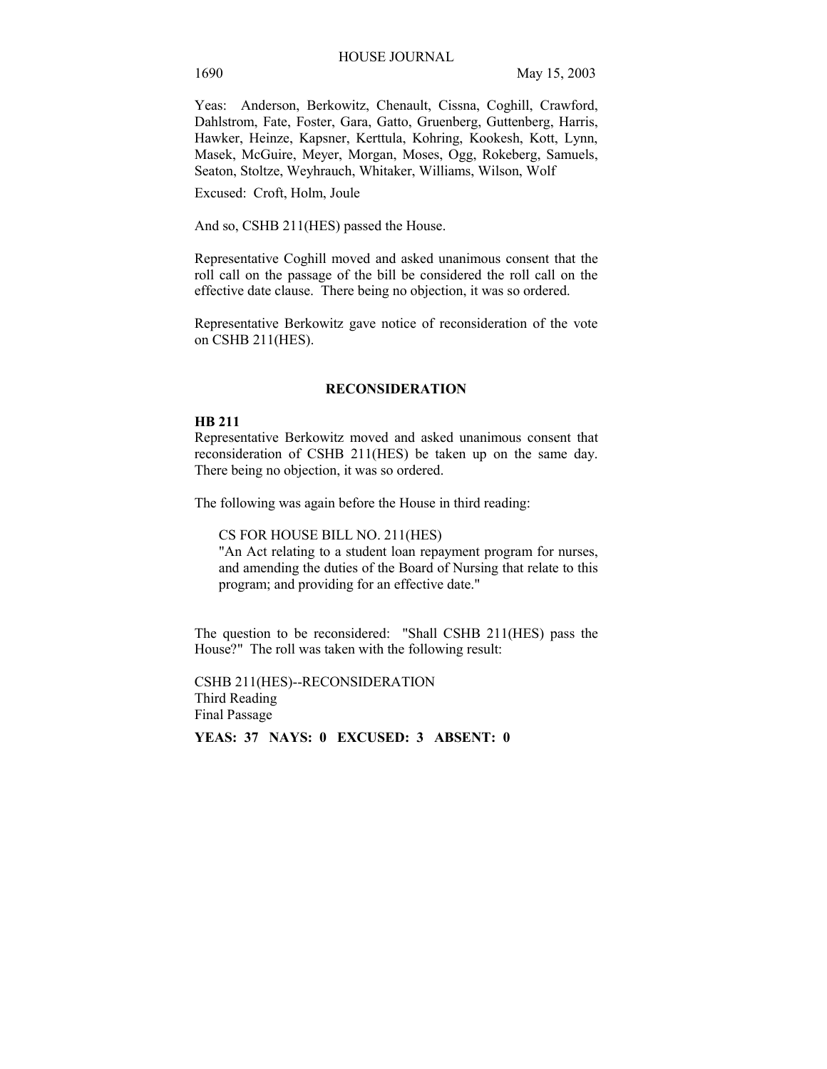Yeas: Anderson, Berkowitz, Chenault, Cissna, Coghill, Crawford, Dahlstrom, Fate, Foster, Gara, Gatto, Gruenberg, Guttenberg, Harris, Hawker, Heinze, Kapsner, Kerttula, Kohring, Kookesh, Kott, Lynn, Masek, McGuire, Meyer, Morgan, Moses, Ogg, Rokeberg, Samuels, Seaton, Stoltze, Weyhrauch, Whitaker, Williams, Wilson, Wolf

Excused: Croft, Holm, Joule

And so, CSHB 211(HES) passed the House.

Representative Coghill moved and asked unanimous consent that the roll call on the passage of the bill be considered the roll call on the effective date clause. There being no objection, it was so ordered.

Representative Berkowitz gave notice of reconsideration of the vote on CSHB 211(HES).

## RECONSIDERATION

**HB 211**

Representative Berkowitz moved and asked unanimous consent that reconsideration of CSHB 211(HES) be taken up on the same day. There being no objection, it was so ordered.

The following was again before the House in third reading:

CS FOR HOUSE BILL NO. 211(HES)
"An Act relating to a student loan repayment program for nurses, and amending the duties of the Board of Nursing that relate to this program; and providing for an effective date."

The question to be reconsidered: "Shall CSHB 211(HES) pass the House?" The roll was taken with the following result:

CSHB 211(HES)--RECONSIDERATION
Third Reading
Final Passage

**YEAS: 37 NAYS: 0 EXCUSED: 3 ABSENT: 0**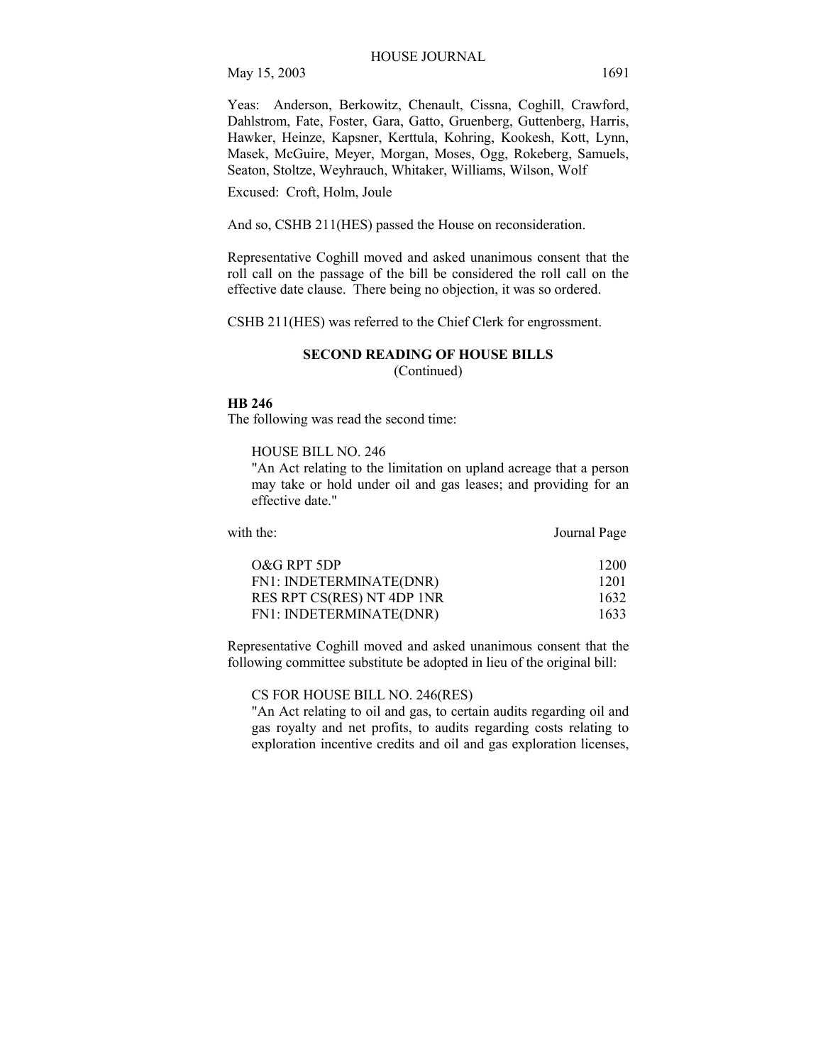Yeas: Anderson, Berkowitz, Chenault, Cissna, Coghill, Crawford, Dahlstrom, Fate, Foster, Gara, Gatto, Gruenberg, Guttenberg, Harris, Hawker, Heinze, Kapsner, Kerttula, Kohring, Kookesh, Kott, Lynn, Masek, McGuire, Meyer, Morgan, Moses, Ogg, Rokeberg, Samuels, Seaton, Stoltze, Weyhrauch, Whitaker, Williams, Wilson, Wolf

Excused: Croft, Holm, Joule

And so, CSHB 211(HES) passed the House on reconsideration.

Representative Coghill moved and asked unanimous consent that the roll call on the passage of the bill be considered the roll call on the effective date clause. There being no objection, it was so ordered.

CSHB 211(HES) was referred to the Chief Clerk for engrossment.

## SECOND READING OF HOUSE BILLS
(Continued)

**HB 246**

The following was read the second time:

HOUSE BILL NO. 246
"An Act relating to the limitation on upland acreage that a person may take or hold under oil and gas leases; and providing for an effective date."

| with the: | Journal Page |
|---|---|
| O&G RPT 5DP | 1200 |
| FN1: INDETERMINATE(DNR) | 1201 |
| RES RPT CS(RES) NT 4DP 1NR | 1632 |
| FN1: INDETERMINATE(DNR) | 1633 |

Representative Coghill moved and asked unanimous consent that the following committee substitute be adopted in lieu of the original bill:

CS FOR HOUSE BILL NO. 246(RES)
"An Act relating to oil and gas, to certain audits regarding oil and gas royalty and net profits, to audits regarding costs relating to exploration incentive credits and oil and gas exploration licenses,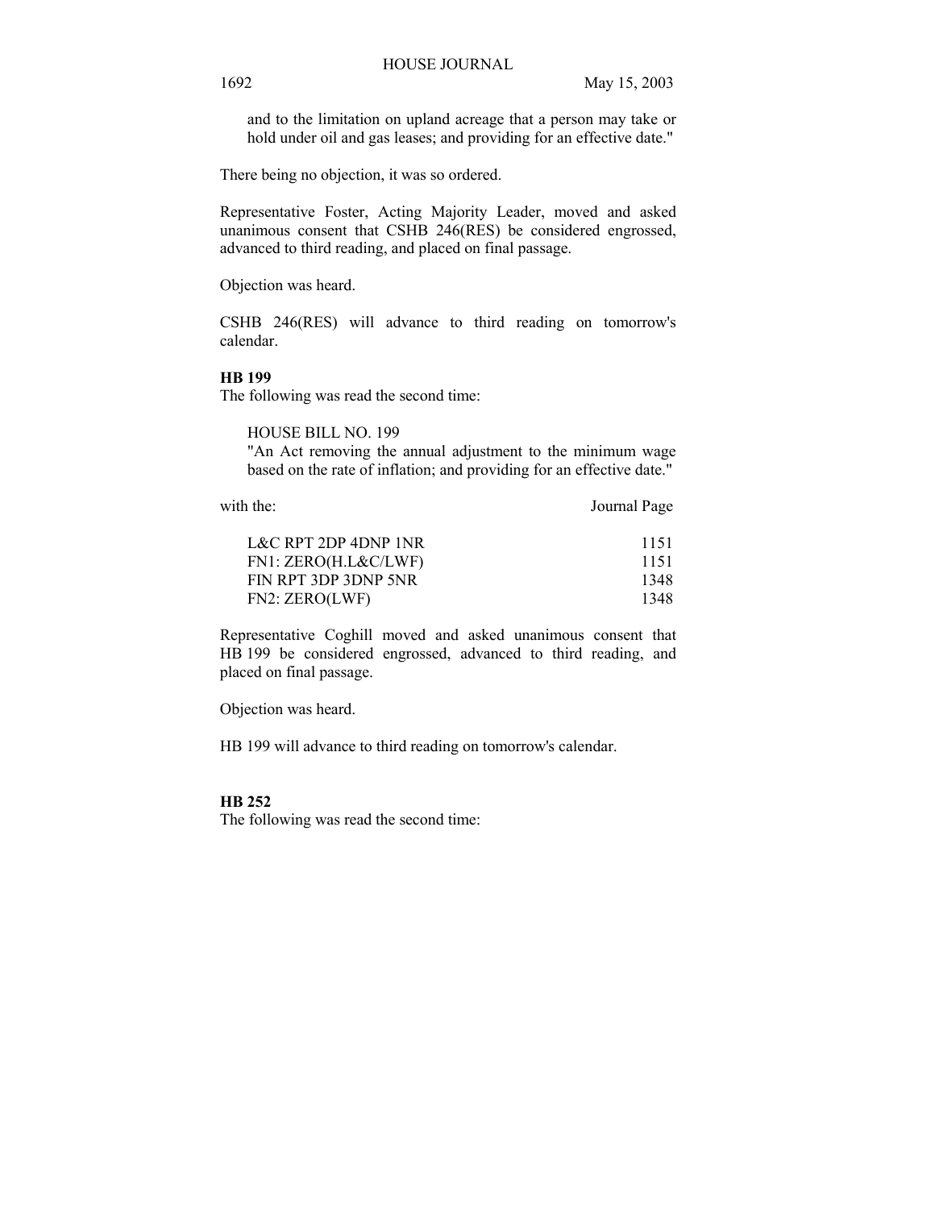and to the limitation on upland acreage that a person may take or hold under oil and gas leases; and providing for an effective date."

There being no objection, it was so ordered.

Representative Foster, Acting Majority Leader, moved and asked unanimous consent that CSHB 246(RES) be considered engrossed, advanced to third reading, and placed on final passage.

Objection was heard.

CSHB 246(RES) will advance to third reading on tomorrow's calendar.

**HB 199**

The following was read the second time:

HOUSE BILL NO. 199
"An Act removing the annual adjustment to the minimum wage based on the rate of inflation; and providing for an effective date."

| with the: | Journal Page |
|---|---|
| L&C RPT 2DP 4DNP 1NR | 1151 |
| FN1: ZERO(H.L&C/LWF) | 1151 |
| FIN RPT 3DP 3DNP 5NR | 1348 |
| FN2: ZERO(LWF) | 1348 |

Representative Coghill moved and asked unanimous consent that HB 199 be considered engrossed, advanced to third reading, and placed on final passage.

Objection was heard.

HB 199 will advance to third reading on tomorrow's calendar.

**HB 252**

The following was read the second time: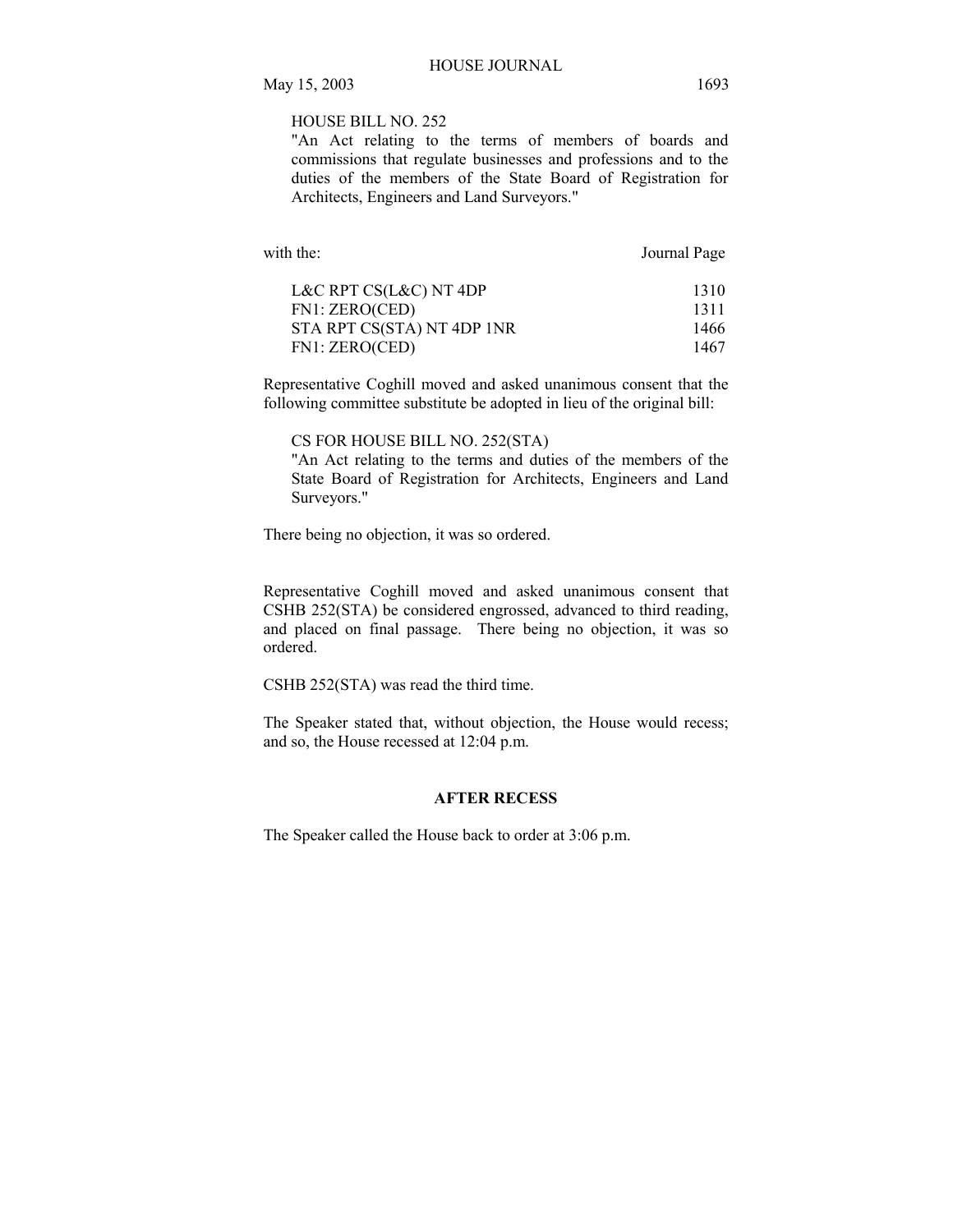HOUSE BILL NO. 252
"An Act relating to the terms of members of boards and commissions that regulate businesses and professions and to the duties of the members of the State Board of Registration for Architects, Engineers and Land Surveyors."

| with the: | Journal Page |
|---|---|
| L&C RPT CS(L&C) NT 4DP | 1310 |
| FN1: ZERO(CED) | 1311 |
| STA RPT CS(STA) NT 4DP 1NR | 1466 |
| FN1: ZERO(CED) | 1467 |

Representative Coghill moved and asked unanimous consent that the following committee substitute be adopted in lieu of the original bill:

CS FOR HOUSE BILL NO. 252(STA)
"An Act relating to the terms and duties of the members of the State Board of Registration for Architects, Engineers and Land Surveyors."

There being no objection, it was so ordered.

Representative Coghill moved and asked unanimous consent that CSHB 252(STA) be considered engrossed, advanced to third reading, and placed on final passage. There being no objection, it was so ordered.

CSHB 252(STA) was read the third time.

The Speaker stated that, without objection, the House would recess; and so, the House recessed at 12:04 p.m.

**AFTER RECESS**

The Speaker called the House back to order at 3:06 p.m.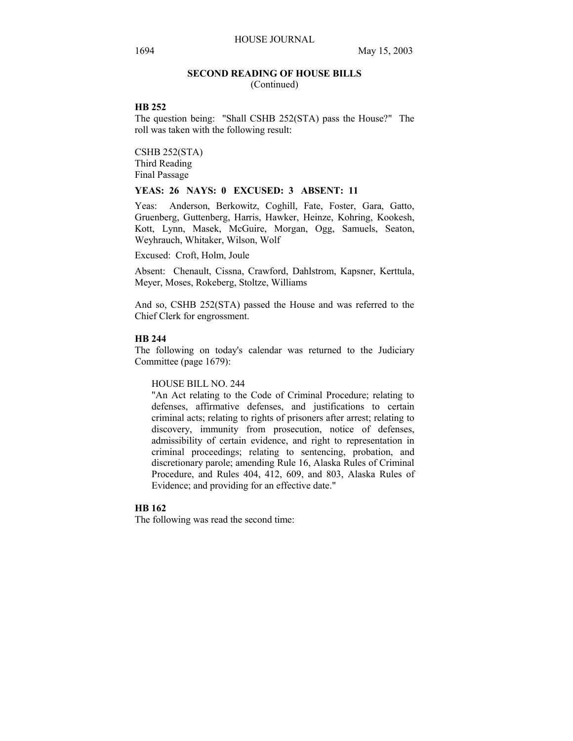## SECOND READING OF HOUSE BILLS
(Continued)

**HB 252**
The question being: "Shall CSHB 252(STA) pass the House?" The roll was taken with the following result:

CSHB 252(STA)
Third Reading
Final Passage

**YEAS: 26 NAYS: 0 EXCUSED: 3 ABSENT: 11**

Yeas: Anderson, Berkowitz, Coghill, Fate, Foster, Gara, Gatto, Gruenberg, Guttenberg, Harris, Hawker, Heinze, Kohring, Kookesh, Kott, Lynn, Masek, McGuire, Morgan, Ogg, Samuels, Seaton, Weyhrauch, Whitaker, Wilson, Wolf

Excused: Croft, Holm, Joule

Absent: Chenault, Cissna, Crawford, Dahlstrom, Kapsner, Kerttula, Meyer, Moses, Rokeberg, Stoltze, Williams

And so, CSHB 252(STA) passed the House and was referred to the Chief Clerk for engrossment.

**HB 244**
The following on today's calendar was returned to the Judiciary Committee (page 1679):

HOUSE BILL NO. 244
"An Act relating to the Code of Criminal Procedure; relating to defenses, affirmative defenses, and justifications to certain criminal acts; relating to rights of prisoners after arrest; relating to discovery, immunity from prosecution, notice of defenses, admissibility of certain evidence, and right to representation in criminal proceedings; relating to sentencing, probation, and discretionary parole; amending Rule 16, Alaska Rules of Criminal Procedure, and Rules 404, 412, 609, and 803, Alaska Rules of Evidence; and providing for an effective date."

**HB 162**
The following was read the second time: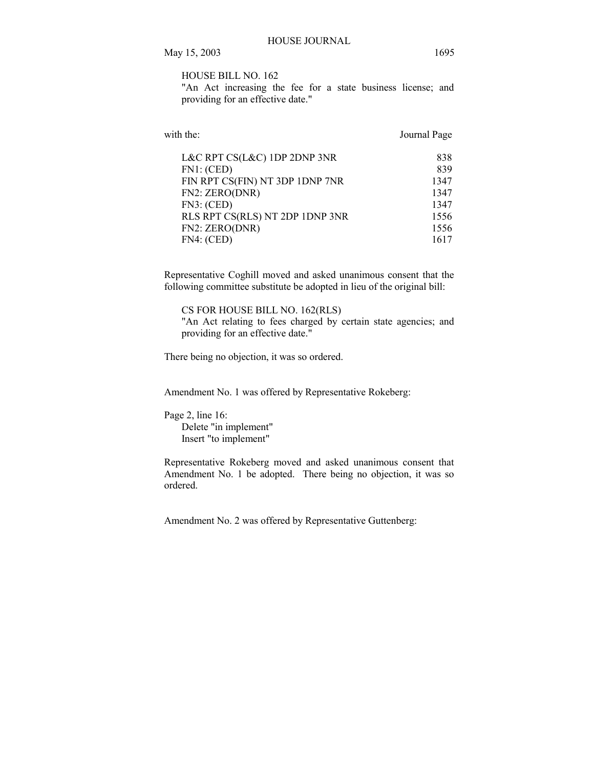HOUSE BILL NO. 162
"An Act increasing the fee for a state business license; and providing for an effective date."

with the:

| | Journal Page |
|---|---|
| L&C RPT CS(L&C) 1DP 2DNP 3NR | 838 |
| FN1: (CED) | 839 |
| FIN RPT CS(FIN) NT 3DP 1DNP 7NR | 1347 |
| FN2: ZERO(DNR) | 1347 |
| FN3: (CED) | 1347 |
| RLS RPT CS(RLS) NT 2DP 1DNP 3NR | 1556 |
| FN2: ZERO(DNR) | 1556 |
| FN4: (CED) | 1617 |

Representative Coghill moved and asked unanimous consent that the following committee substitute be adopted in lieu of the original bill:

CS FOR HOUSE BILL NO. 162(RLS)
"An Act relating to fees charged by certain state agencies; and providing for an effective date."

There being no objection, it was so ordered.

Amendment No. 1 was offered by Representative Rokeberg:

Page 2, line 16:
Delete "in implement"
Insert "to implement"

Representative Rokeberg moved and asked unanimous consent that Amendment No. 1 be adopted. There being no objection, it was so ordered.

Amendment No. 2 was offered by Representative Guttenberg: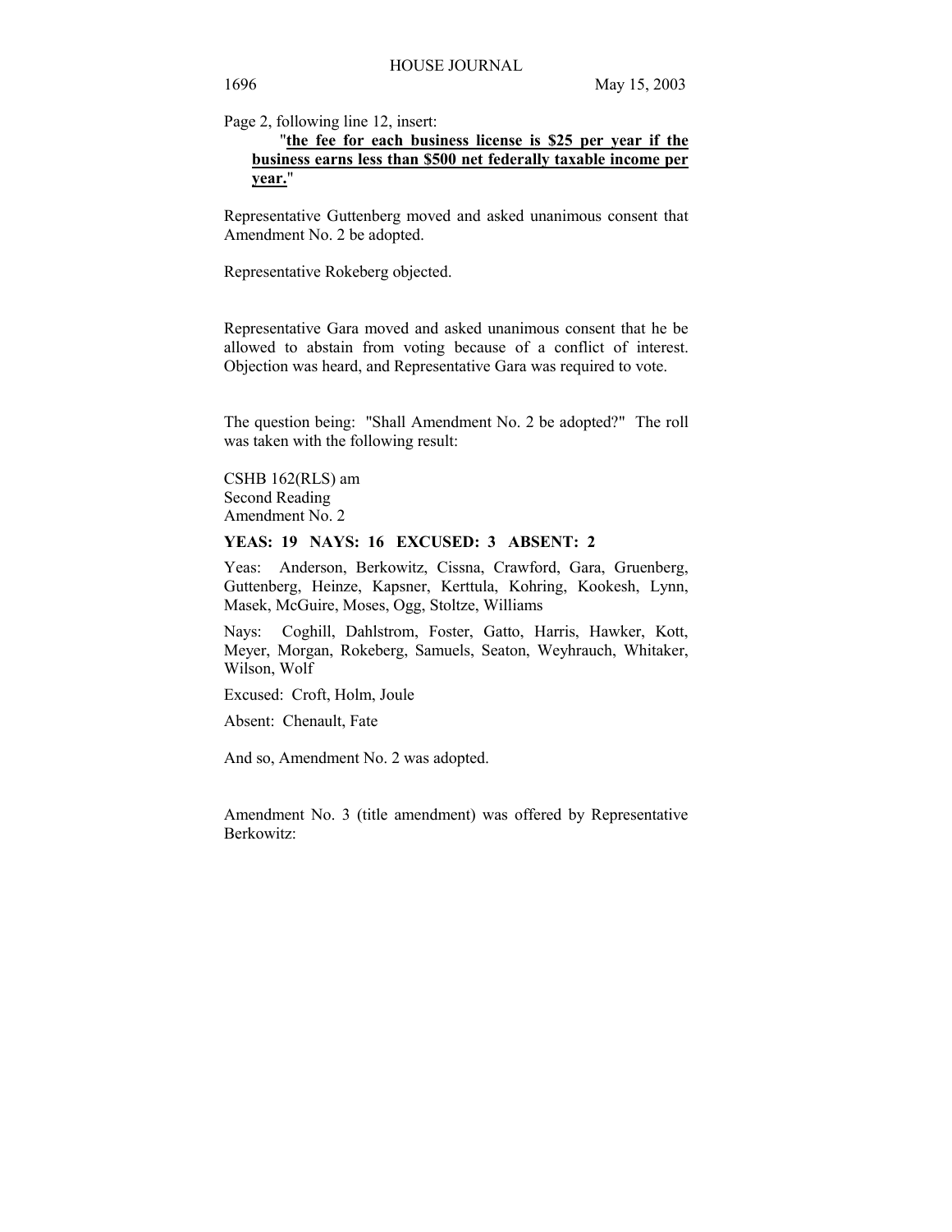Page 2, following line 12, insert:

"**<u>the fee for each business license is $25 per year if the business earns less than $500 net federally taxable income per year.</u>**"

Representative Guttenberg moved and asked unanimous consent that Amendment No. 2 be adopted.

Representative Rokeberg objected.

Representative Gara moved and asked unanimous consent that he be allowed to abstain from voting because of a conflict of interest. Objection was heard, and Representative Gara was required to vote.

The question being: "Shall Amendment No. 2 be adopted?" The roll was taken with the following result:

CSHB 162(RLS) am
Second Reading
Amendment No. 2

**YEAS: 19 NAYS: 16 EXCUSED: 3 ABSENT: 2**

Yeas: Anderson, Berkowitz, Cissna, Crawford, Gara, Gruenberg, Guttenberg, Heinze, Kapsner, Kerttula, Kohring, Kookesh, Lynn, Masek, McGuire, Moses, Ogg, Stoltze, Williams

Nays: Coghill, Dahlstrom, Foster, Gatto, Harris, Hawker, Kott, Meyer, Morgan, Rokeberg, Samuels, Seaton, Weyhrauch, Whitaker, Wilson, Wolf

Excused: Croft, Holm, Joule

Absent: Chenault, Fate

And so, Amendment No. 2 was adopted.

Amendment No. 3 (title amendment) was offered by Representative Berkowitz: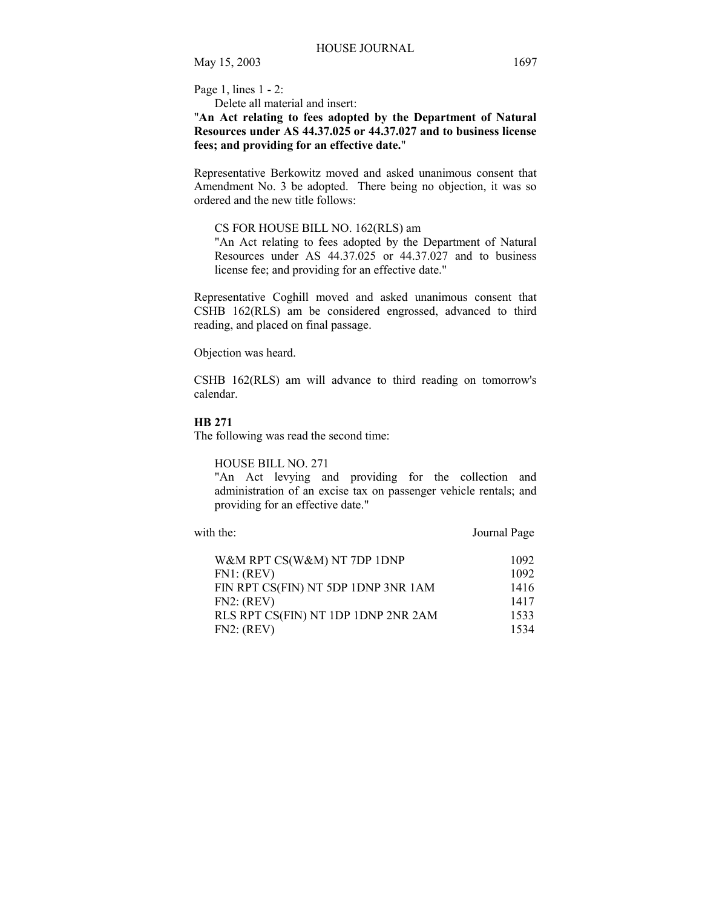Page 1, lines 1 - 2:

Delete all material and insert:

"**An Act relating to fees adopted by the Department of Natural Resources under AS 44.37.025 or 44.37.027 and to business license fees; and providing for an effective date.**"

Representative Berkowitz moved and asked unanimous consent that Amendment No. 3 be adopted. There being no objection, it was so ordered and the new title follows:

CS FOR HOUSE BILL NO. 162(RLS) am

"An Act relating to fees adopted by the Department of Natural Resources under AS 44.37.025 or 44.37.027 and to business license fee; and providing for an effective date."

Representative Coghill moved and asked unanimous consent that CSHB 162(RLS) am be considered engrossed, advanced to third reading, and placed on final passage.

Objection was heard.

CSHB 162(RLS) am will advance to third reading on tomorrow's calendar.

**HB 271**

The following was read the second time:

HOUSE BILL NO. 271

"An Act levying and providing for the collection and administration of an excise tax on passenger vehicle rentals; and providing for an effective date."

| with the: | Journal Page |
|---|---|
| W&M RPT CS(W&M) NT 7DP 1DNP | 1092 |
| FN1: (REV) | 1092 |
| FIN RPT CS(FIN) NT 5DP 1DNP 3NR 1AM | 1416 |
| FN2: (REV) | 1417 |
| RLS RPT CS(FIN) NT 1DP 1DNP 2NR 2AM | 1533 |
| FN2: (REV) | 1534 |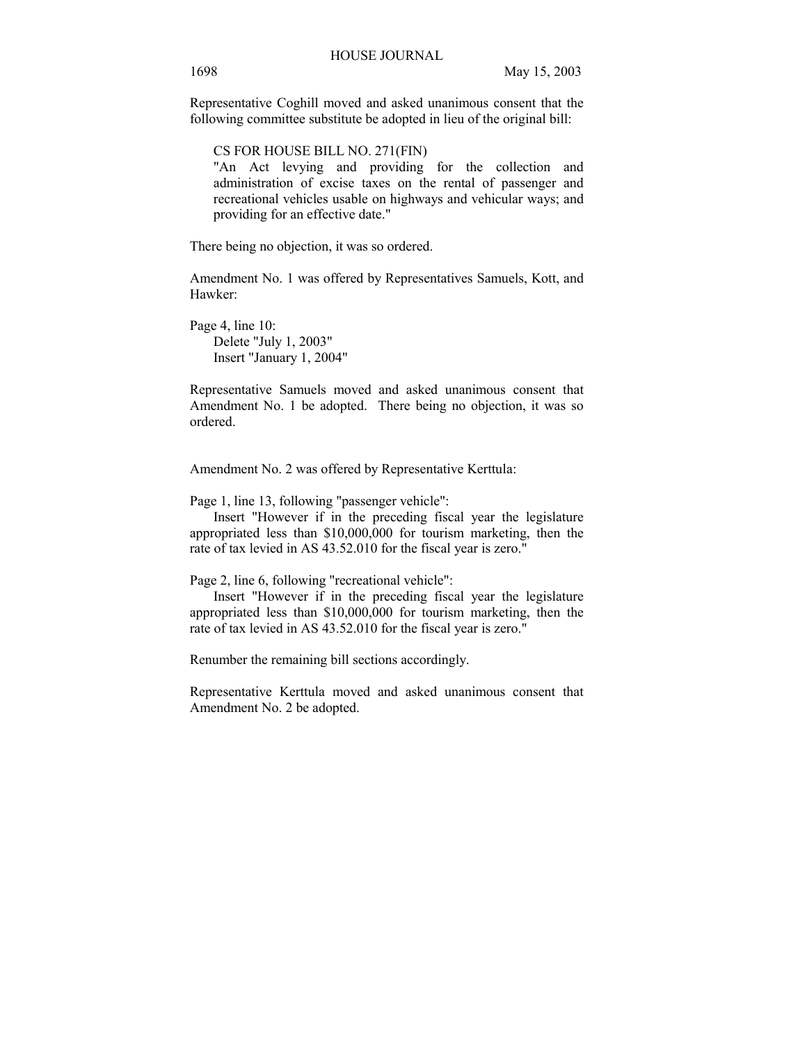Representative Coghill moved and asked unanimous consent that the following committee substitute be adopted in lieu of the original bill:

CS FOR HOUSE BILL NO. 271(FIN)
"An Act levying and providing for the collection and administration of excise taxes on the rental of passenger and recreational vehicles usable on highways and vehicular ways; and providing for an effective date."

There being no objection, it was so ordered.

Amendment No. 1 was offered by Representatives Samuels, Kott, and Hawker:

Page 4, line 10:
Delete "July 1, 2003"
Insert "January 1, 2004"

Representative Samuels moved and asked unanimous consent that Amendment No. 1 be adopted. There being no objection, it was so ordered.

Amendment No. 2 was offered by Representative Kerttula:

Page 1, line 13, following "passenger vehicle":
Insert "However if in the preceding fiscal year the legislature appropriated less than $10,000,000 for tourism marketing, then the rate of tax levied in AS 43.52.010 for the fiscal year is zero."

Page 2, line 6, following "recreational vehicle":
Insert "However if in the preceding fiscal year the legislature appropriated less than $10,000,000 for tourism marketing, then the rate of tax levied in AS 43.52.010 for the fiscal year is zero."

Renumber the remaining bill sections accordingly.

Representative Kerttula moved and asked unanimous consent that Amendment No. 2 be adopted.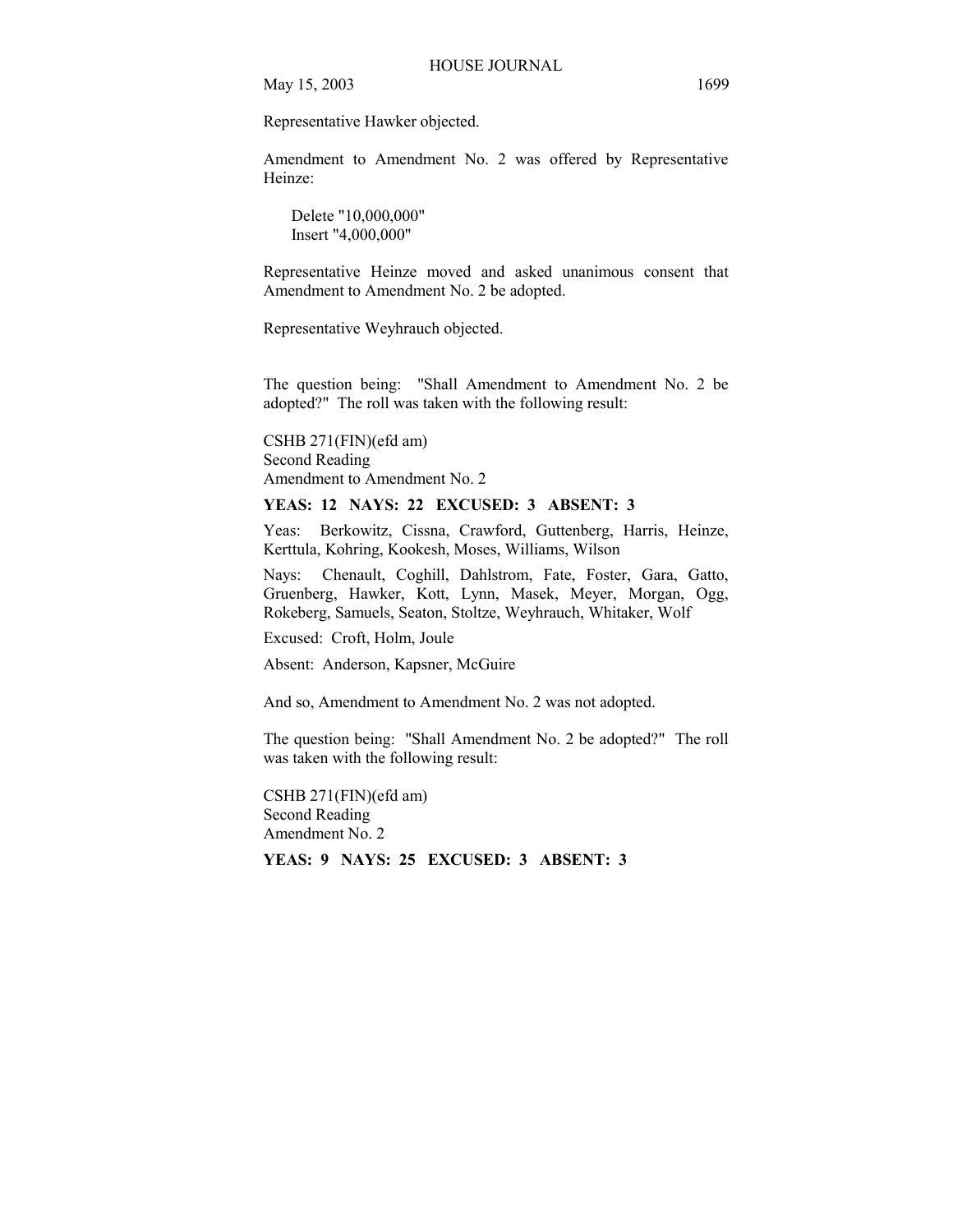Representative Hawker objected.

Amendment to Amendment No. 2 was offered by Representative Heinze:

Delete "10,000,000"
Insert "4,000,000"

Representative Heinze moved and asked unanimous consent that Amendment to Amendment No. 2 be adopted.

Representative Weyhrauch objected.

The question being: "Shall Amendment to Amendment No. 2 be adopted?" The roll was taken with the following result:

CSHB 271(FIN)(efd am)
Second Reading
Amendment to Amendment No. 2

**YEAS: 12 NAYS: 22 EXCUSED: 3 ABSENT: 3**

Yeas: Berkowitz, Cissna, Crawford, Guttenberg, Harris, Heinze, Kerttula, Kohring, Kookesh, Moses, Williams, Wilson

Nays: Chenault, Coghill, Dahlstrom, Fate, Foster, Gara, Gatto, Gruenberg, Hawker, Kott, Lynn, Masek, Meyer, Morgan, Ogg, Rokeberg, Samuels, Seaton, Stoltze, Weyhrauch, Whitaker, Wolf

Excused: Croft, Holm, Joule

Absent: Anderson, Kapsner, McGuire

And so, Amendment to Amendment No. 2 was not adopted.

The question being: "Shall Amendment No. 2 be adopted?" The roll was taken with the following result:

CSHB 271(FIN)(efd am)
Second Reading
Amendment No. 2

**YEAS: 9 NAYS: 25 EXCUSED: 3 ABSENT: 3**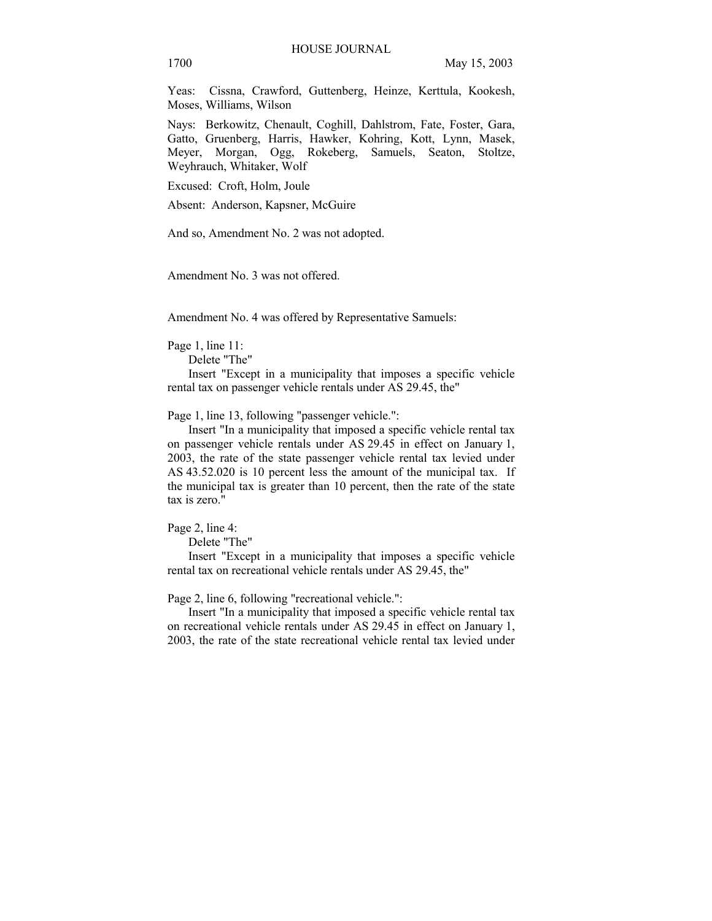Yeas:  Cissna, Crawford, Guttenberg, Heinze, Kerttula, Kookesh, Moses, Williams, Wilson

Nays:  Berkowitz, Chenault, Coghill, Dahlstrom, Fate, Foster, Gara, Gatto, Gruenberg, Harris, Hawker, Kohring, Kott, Lynn, Masek, Meyer, Morgan, Ogg, Rokeberg, Samuels, Seaton, Stoltze, Weyhrauch, Whitaker, Wolf

Excused:  Croft, Holm, Joule

Absent:  Anderson, Kapsner, McGuire

And so, Amendment No. 2 was not adopted.

Amendment No. 3 was not offered.

Amendment No. 4 was offered by Representative Samuels:

Page 1, line 11:

Delete "The"

Insert "Except in a municipality that imposes a specific vehicle rental tax on passenger vehicle rentals under AS 29.45, the"

Page 1, line 13, following "passenger vehicle.":

Insert "In a municipality that imposed a specific vehicle rental tax on passenger vehicle rentals under AS 29.45 in effect on January 1, 2003, the rate of the state passenger vehicle rental tax levied under AS 43.52.020 is 10 percent less the amount of the municipal tax.  If the municipal tax is greater than 10 percent, then the rate of the state tax is zero."

Page 2, line 4:

Delete "The"

Insert "Except in a municipality that imposes a specific vehicle rental tax on recreational vehicle rentals under AS 29.45, the"

Page 2, line 6, following "recreational vehicle.":

Insert "In a municipality that imposed a specific vehicle rental tax on recreational vehicle rentals under AS 29.45 in effect on January 1, 2003, the rate of the state recreational vehicle rental tax levied under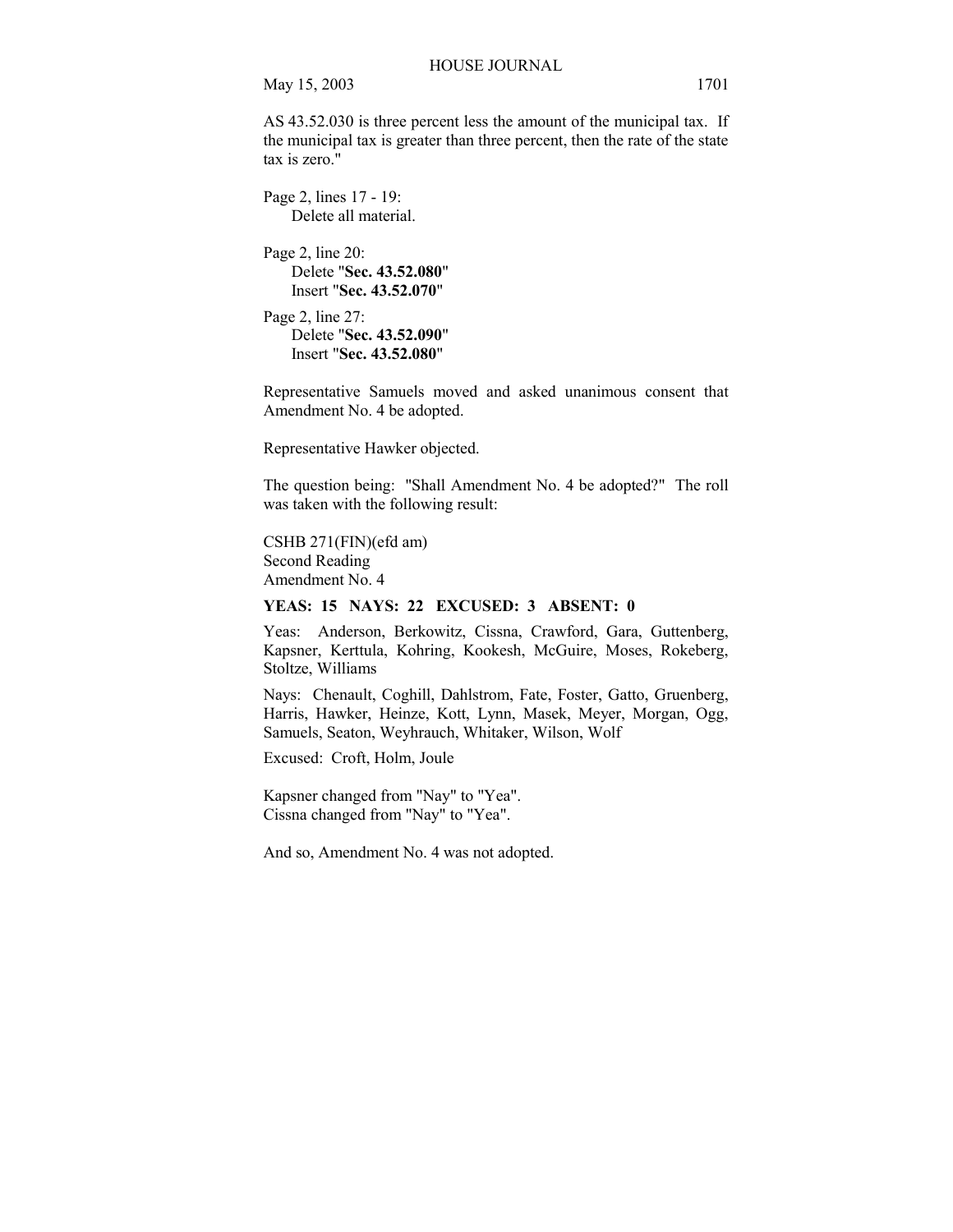AS 43.52.030 is three percent less the amount of the municipal tax. If the municipal tax is greater than three percent, then the rate of the state tax is zero."

Page 2, lines 17 - 19:
Delete all material.

Page 2, line 20:
Delete "**Sec. 43.52.080**"
Insert "**Sec. 43.52.070**"

Page 2, line 27:
Delete "**Sec. 43.52.090**"
Insert "**Sec. 43.52.080**"

Representative Samuels moved and asked unanimous consent that Amendment No. 4 be adopted.

Representative Hawker objected.

The question being: "Shall Amendment No. 4 be adopted?" The roll was taken with the following result:

CSHB 271(FIN)(efd am)
Second Reading
Amendment No. 4

**YEAS: 15 NAYS: 22 EXCUSED: 3 ABSENT: 0**

Yeas: Anderson, Berkowitz, Cissna, Crawford, Gara, Guttenberg, Kapsner, Kerttula, Kohring, Kookesh, McGuire, Moses, Rokeberg, Stoltze, Williams

Nays: Chenault, Coghill, Dahlstrom, Fate, Foster, Gatto, Gruenberg, Harris, Hawker, Heinze, Kott, Lynn, Masek, Meyer, Morgan, Ogg, Samuels, Seaton, Weyhrauch, Whitaker, Wilson, Wolf

Excused: Croft, Holm, Joule

Kapsner changed from "Nay" to "Yea".
Cissna changed from "Nay" to "Yea".

And so, Amendment No. 4 was not adopted.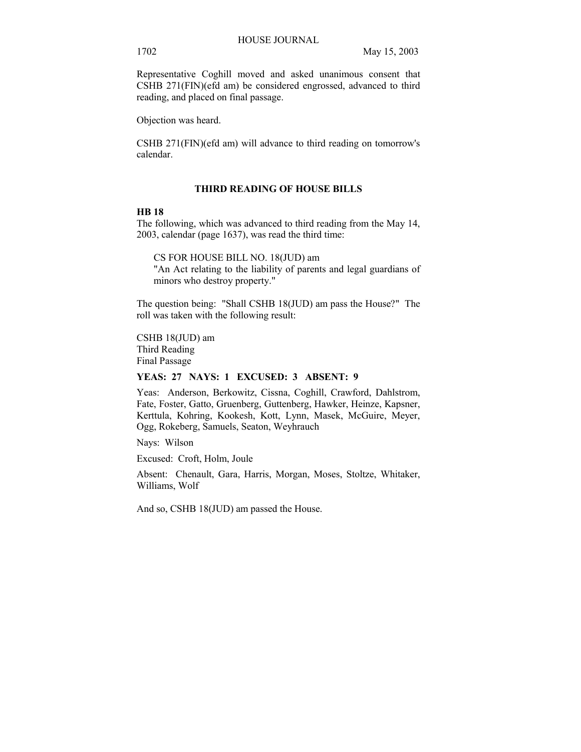Representative Coghill moved and asked unanimous consent that CSHB 271(FIN)(efd am) be considered engrossed, advanced to third reading, and placed on final passage.

Objection was heard.

CSHB 271(FIN)(efd am) will advance to third reading on tomorrow's calendar.

## THIRD READING OF HOUSE BILLS

**HB 18**

The following, which was advanced to third reading from the May 14, 2003, calendar (page 1637), was read the third time:

> CS FOR HOUSE BILL NO. 18(JUD) am
> "An Act relating to the liability of parents and legal guardians of minors who destroy property."

The question being: "Shall CSHB 18(JUD) am pass the House?" The roll was taken with the following result:

CSHB 18(JUD) am
Third Reading
Final Passage

**YEAS: 27 NAYS: 1 EXCUSED: 3 ABSENT: 9**

Yeas: Anderson, Berkowitz, Cissna, Coghill, Crawford, Dahlstrom, Fate, Foster, Gatto, Gruenberg, Guttenberg, Hawker, Heinze, Kapsner, Kerttula, Kohring, Kookesh, Kott, Lynn, Masek, McGuire, Meyer, Ogg, Rokeberg, Samuels, Seaton, Weyhrauch

Nays: Wilson

Excused: Croft, Holm, Joule

Absent: Chenault, Gara, Harris, Morgan, Moses, Stoltze, Whitaker, Williams, Wolf

And so, CSHB 18(JUD) am passed the House.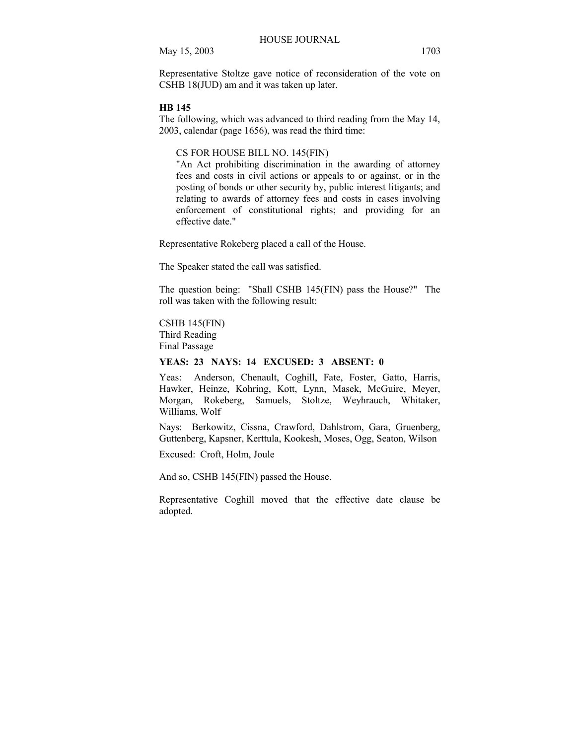Representative Stoltze gave notice of reconsideration of the vote on CSHB 18(JUD) am and it was taken up later.

**HB 145**

The following, which was advanced to third reading from the May 14, 2003, calendar (page 1656), was read the third time:

> CS FOR HOUSE BILL NO. 145(FIN)
> "An Act prohibiting discrimination in the awarding of attorney fees and costs in civil actions or appeals to or against, or in the posting of bonds or other security by, public interest litigants; and relating to awards of attorney fees and costs in cases involving enforcement of constitutional rights; and providing for an effective date."

Representative Rokeberg placed a call of the House.

The Speaker stated the call was satisfied.

The question being: "Shall CSHB 145(FIN) pass the House?" The roll was taken with the following result:

CSHB 145(FIN)
Third Reading
Final Passage

**YEAS: 23 NAYS: 14 EXCUSED: 3 ABSENT: 0**

Yeas: Anderson, Chenault, Coghill, Fate, Foster, Gatto, Harris, Hawker, Heinze, Kohring, Kott, Lynn, Masek, McGuire, Meyer, Morgan, Rokeberg, Samuels, Stoltze, Weyhrauch, Whitaker, Williams, Wolf

Nays: Berkowitz, Cissna, Crawford, Dahlstrom, Gara, Gruenberg, Guttenberg, Kapsner, Kerttula, Kookesh, Moses, Ogg, Seaton, Wilson

Excused: Croft, Holm, Joule

And so, CSHB 145(FIN) passed the House.

Representative Coghill moved that the effective date clause be adopted.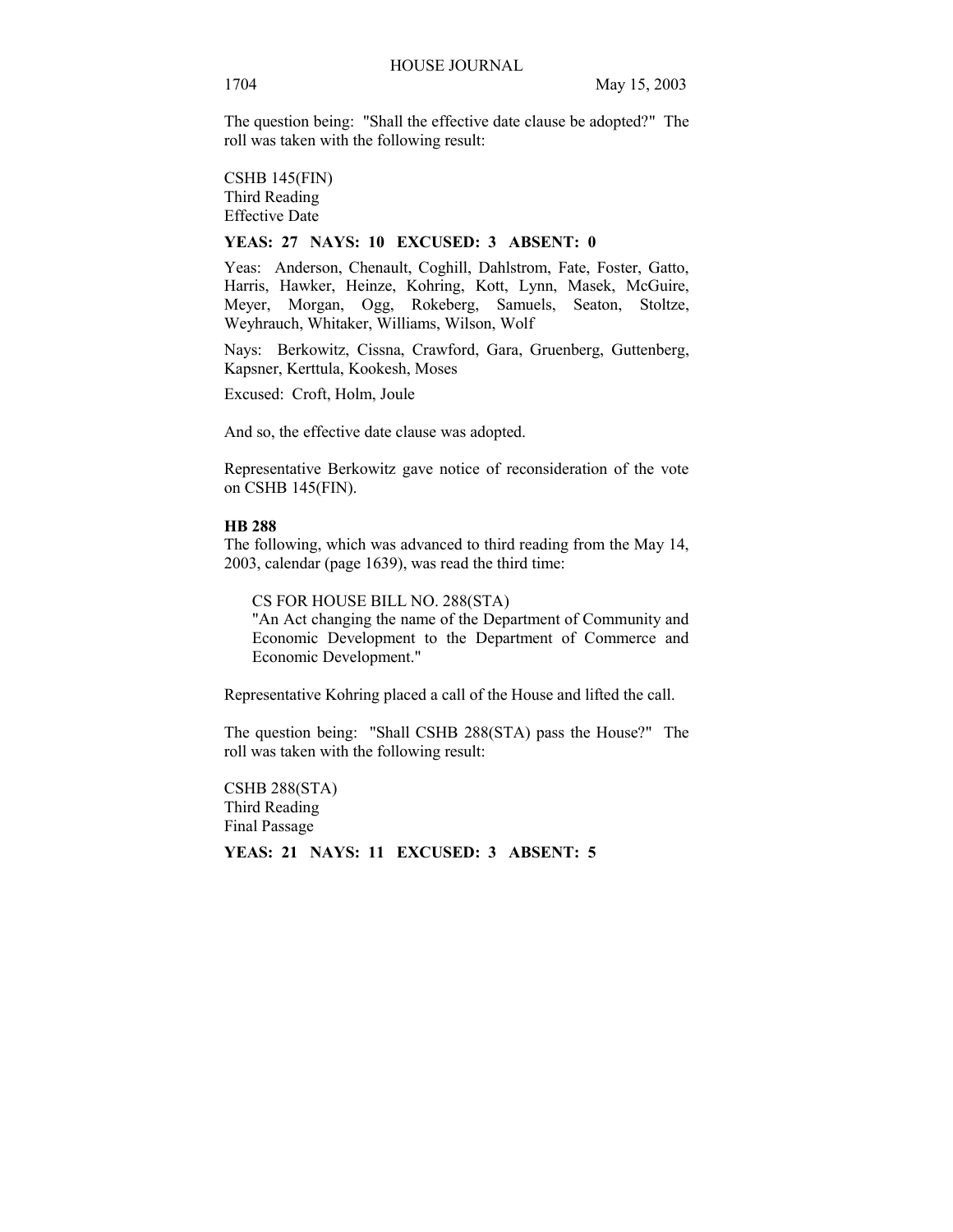The question being: "Shall the effective date clause be adopted?" The roll was taken with the following result:

CSHB 145(FIN)
Third Reading
Effective Date

**YEAS: 27 NAYS: 10 EXCUSED: 3 ABSENT: 0**

Yeas: Anderson, Chenault, Coghill, Dahlstrom, Fate, Foster, Gatto, Harris, Hawker, Heinze, Kohring, Kott, Lynn, Masek, McGuire, Meyer, Morgan, Ogg, Rokeberg, Samuels, Seaton, Stoltze, Weyhrauch, Whitaker, Williams, Wilson, Wolf

Nays: Berkowitz, Cissna, Crawford, Gara, Gruenberg, Guttenberg, Kapsner, Kerttula, Kookesh, Moses

Excused: Croft, Holm, Joule

And so, the effective date clause was adopted.

Representative Berkowitz gave notice of reconsideration of the vote on CSHB 145(FIN).

**HB 288**

The following, which was advanced to third reading from the May 14, 2003, calendar (page 1639), was read the third time:

CS FOR HOUSE BILL NO. 288(STA)
"An Act changing the name of the Department of Community and Economic Development to the Department of Commerce and Economic Development."

Representative Kohring placed a call of the House and lifted the call.

The question being: "Shall CSHB 288(STA) pass the House?" The roll was taken with the following result:

CSHB 288(STA)
Third Reading
Final Passage

**YEAS: 21 NAYS: 11 EXCUSED: 3 ABSENT: 5**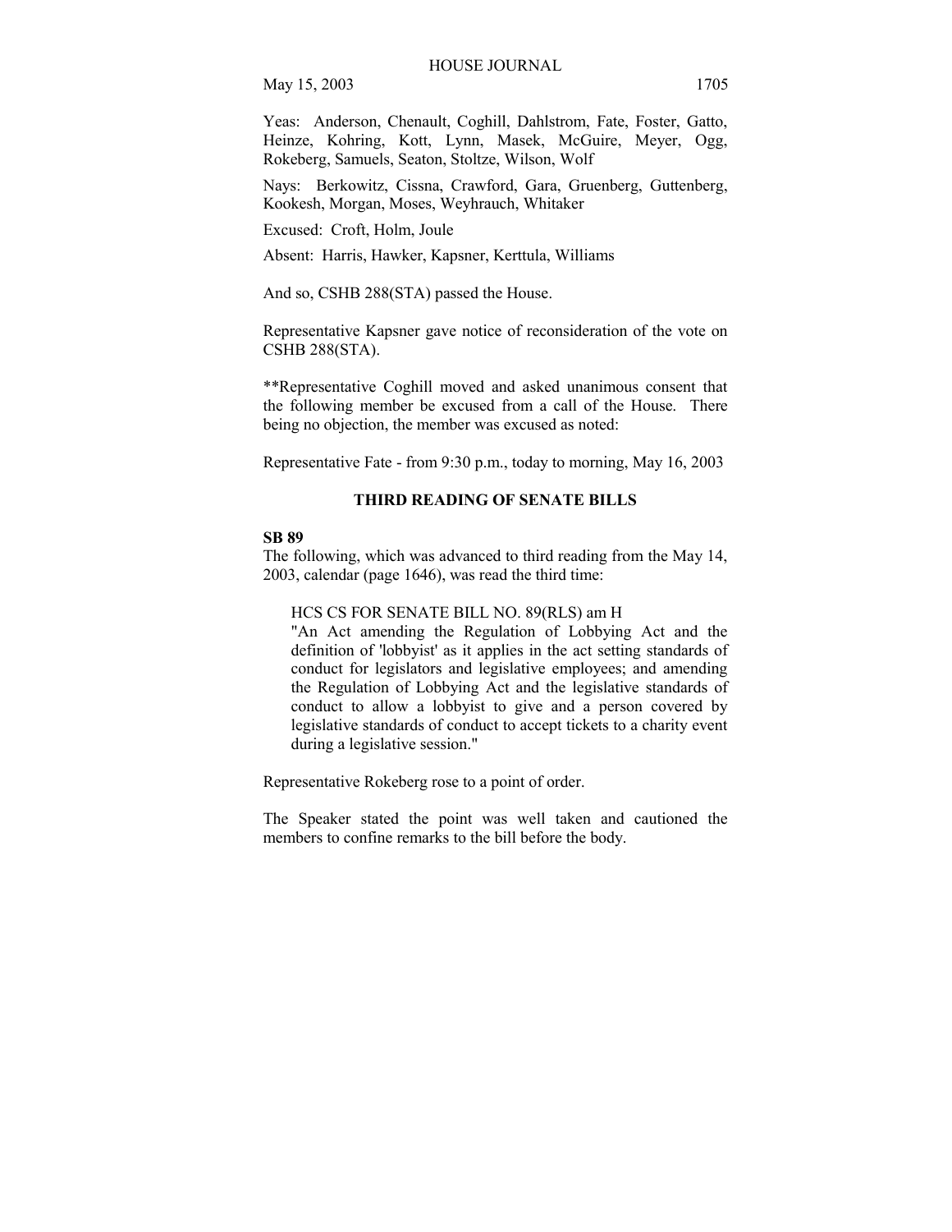Yeas: Anderson, Chenault, Coghill, Dahlstrom, Fate, Foster, Gatto, Heinze, Kohring, Kott, Lynn, Masek, McGuire, Meyer, Ogg, Rokeberg, Samuels, Seaton, Stoltze, Wilson, Wolf

Nays: Berkowitz, Cissna, Crawford, Gara, Gruenberg, Guttenberg, Kookesh, Morgan, Moses, Weyhrauch, Whitaker

Excused: Croft, Holm, Joule

Absent: Harris, Hawker, Kapsner, Kerttula, Williams

And so, CSHB 288(STA) passed the House.

Representative Kapsner gave notice of reconsideration of the vote on CSHB 288(STA).

**Representative Coghill moved and asked unanimous consent that the following member be excused from a call of the House. There being no objection, the member was excused as noted:

Representative Fate - from 9:30 p.m., today to morning, May 16, 2003

## THIRD READING OF SENATE BILLS

**SB 89**

The following, which was advanced to third reading from the May 14, 2003, calendar (page 1646), was read the third time:

> HCS CS FOR SENATE BILL NO. 89(RLS) am H
> "An Act amending the Regulation of Lobbying Act and the definition of 'lobbyist' as it applies in the act setting standards of conduct for legislators and legislative employees; and amending the Regulation of Lobbying Act and the legislative standards of conduct to allow a lobbyist to give and a person covered by legislative standards of conduct to accept tickets to a charity event during a legislative session."

Representative Rokeberg rose to a point of order.

The Speaker stated the point was well taken and cautioned the members to confine remarks to the bill before the body.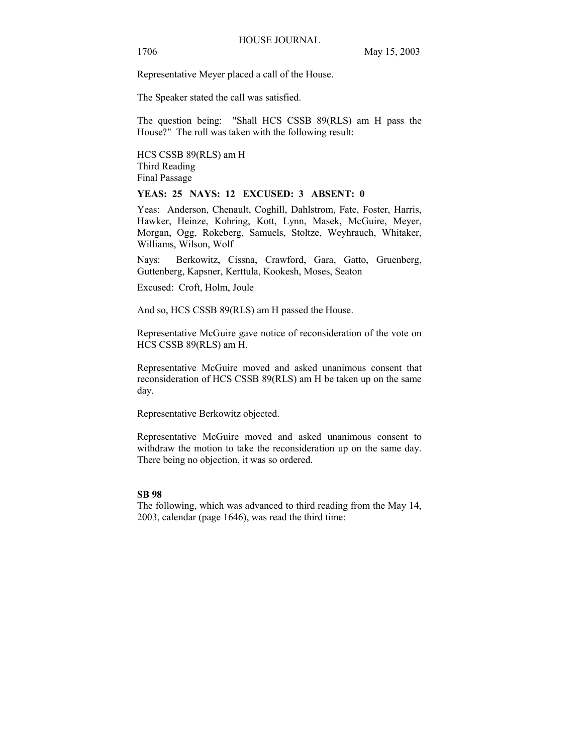Representative Meyer placed a call of the House.

The Speaker stated the call was satisfied.

The question being: "Shall HCS CSSB 89(RLS) am H pass the House?" The roll was taken with the following result:

HCS CSSB 89(RLS) am H
Third Reading
Final Passage

**YEAS: 25 NAYS: 12 EXCUSED: 3 ABSENT: 0**

Yeas: Anderson, Chenault, Coghill, Dahlstrom, Fate, Foster, Harris, Hawker, Heinze, Kohring, Kott, Lynn, Masek, McGuire, Meyer, Morgan, Ogg, Rokeberg, Samuels, Stoltze, Weyhrauch, Whitaker, Williams, Wilson, Wolf

Nays: Berkowitz, Cissna, Crawford, Gara, Gatto, Gruenberg, Guttenberg, Kapsner, Kerttula, Kookesh, Moses, Seaton

Excused: Croft, Holm, Joule

And so, HCS CSSB 89(RLS) am H passed the House.

Representative McGuire gave notice of reconsideration of the vote on HCS CSSB 89(RLS) am H.

Representative McGuire moved and asked unanimous consent that reconsideration of HCS CSSB 89(RLS) am H be taken up on the same day.

Representative Berkowitz objected.

Representative McGuire moved and asked unanimous consent to withdraw the motion to take the reconsideration up on the same day. There being no objection, it was so ordered.

**SB 98**

The following, which was advanced to third reading from the May 14, 2003, calendar (page 1646), was read the third time: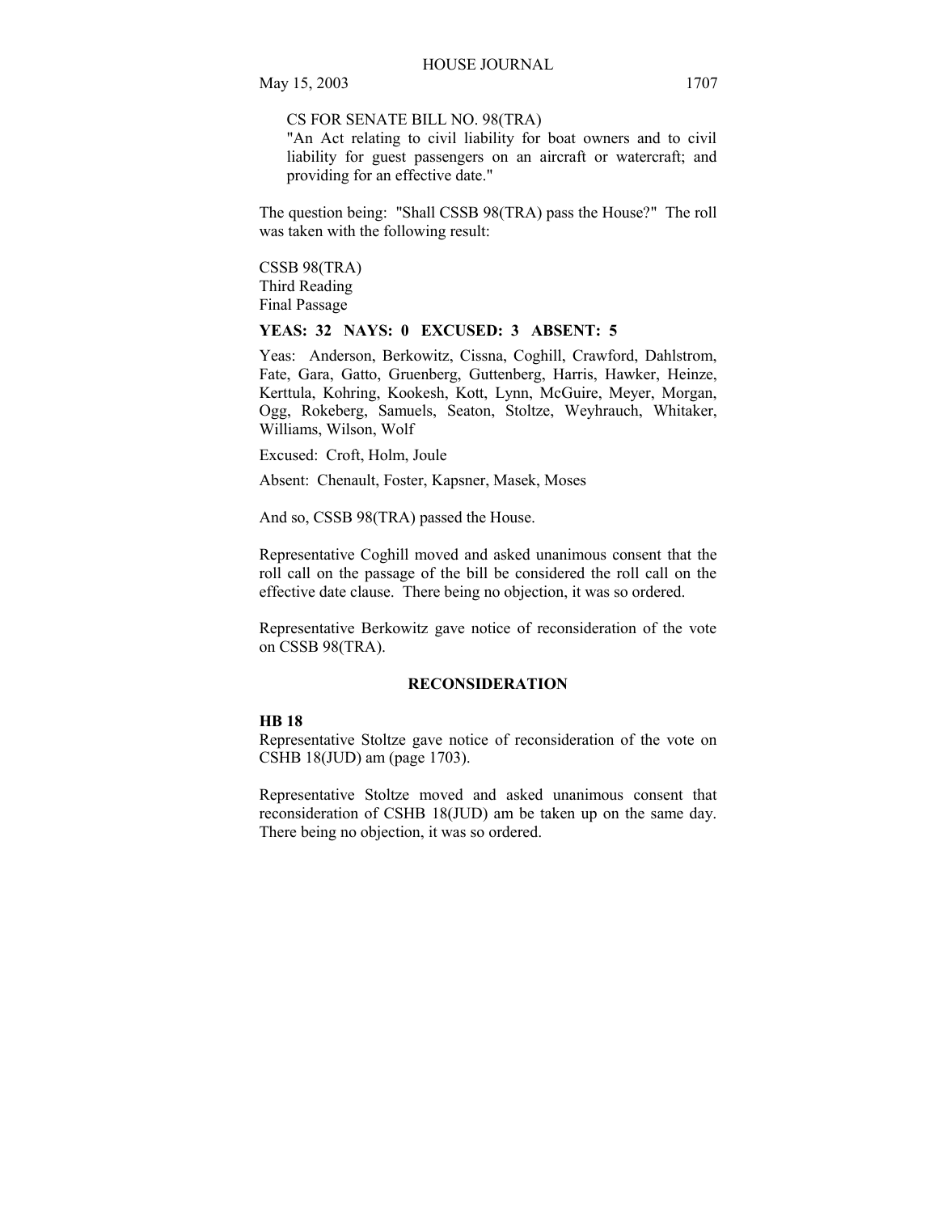CS FOR SENATE BILL NO. 98(TRA)
"An Act relating to civil liability for boat owners and to civil liability for guest passengers on an aircraft or watercraft; and providing for an effective date."

The question being: "Shall CSSB 98(TRA) pass the House?" The roll was taken with the following result:

CSSB 98(TRA)
Third Reading
Final Passage

**YEAS: 32 NAYS: 0 EXCUSED: 3 ABSENT: 5**

Yeas: Anderson, Berkowitz, Cissna, Coghill, Crawford, Dahlstrom, Fate, Gara, Gatto, Gruenberg, Guttenberg, Harris, Hawker, Heinze, Kerttula, Kohring, Kookesh, Kott, Lynn, McGuire, Meyer, Morgan, Ogg, Rokeberg, Samuels, Seaton, Stoltze, Weyhrauch, Whitaker, Williams, Wilson, Wolf

Excused: Croft, Holm, Joule

Absent: Chenault, Foster, Kapsner, Masek, Moses

And so, CSSB 98(TRA) passed the House.

Representative Coghill moved and asked unanimous consent that the roll call on the passage of the bill be considered the roll call on the effective date clause. There being no objection, it was so ordered.

Representative Berkowitz gave notice of reconsideration of the vote on CSSB 98(TRA).

## RECONSIDERATION

**HB 18**
Representative Stoltze gave notice of reconsideration of the vote on CSHB 18(JUD) am (page 1703).

Representative Stoltze moved and asked unanimous consent that reconsideration of CSHB 18(JUD) am be taken up on the same day. There being no objection, it was so ordered.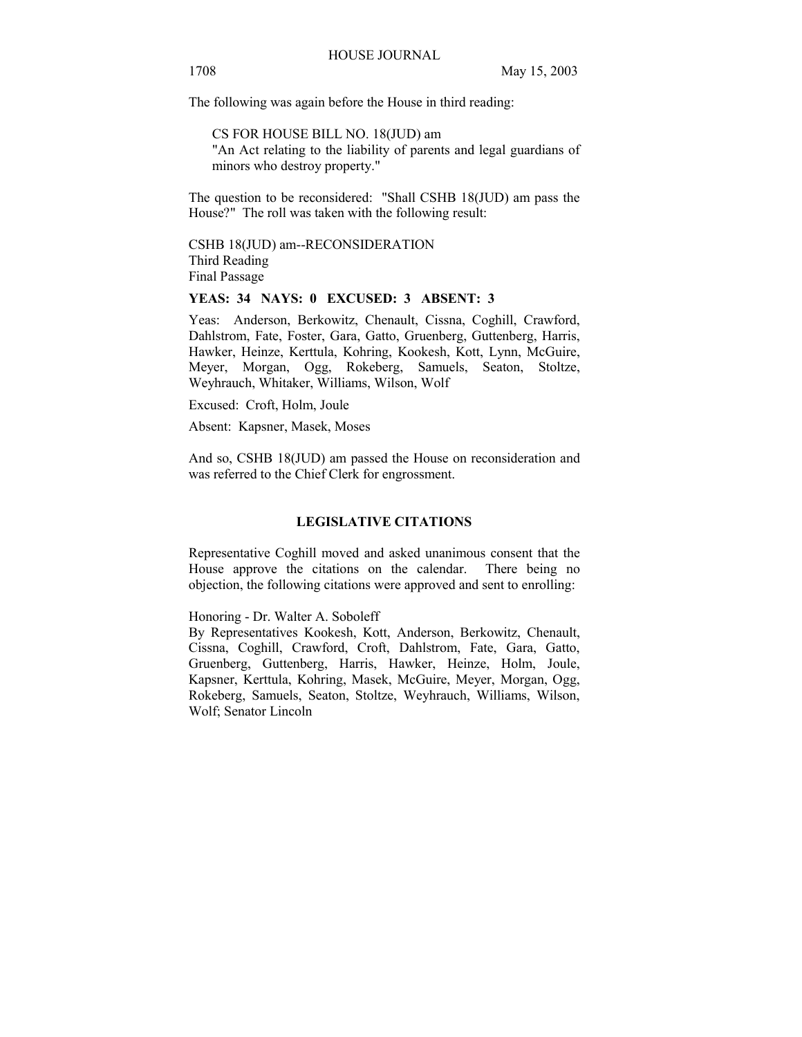The following was again before the House in third reading:

CS FOR HOUSE BILL NO. 18(JUD) am
"An Act relating to the liability of parents and legal guardians of minors who destroy property."

The question to be reconsidered: "Shall CSHB 18(JUD) am pass the House?" The roll was taken with the following result:

CSHB 18(JUD) am--RECONSIDERATION
Third Reading
Final Passage

**YEAS: 34 NAYS: 0 EXCUSED: 3 ABSENT: 3**

Yeas: Anderson, Berkowitz, Chenault, Cissna, Coghill, Crawford, Dahlstrom, Fate, Foster, Gara, Gatto, Gruenberg, Guttenberg, Harris, Hawker, Heinze, Kerttula, Kohring, Kookesh, Kott, Lynn, McGuire, Meyer, Morgan, Ogg, Rokeberg, Samuels, Seaton, Stoltze, Weyhrauch, Whitaker, Williams, Wilson, Wolf

Excused: Croft, Holm, Joule

Absent: Kapsner, Masek, Moses

And so, CSHB 18(JUD) am passed the House on reconsideration and was referred to the Chief Clerk for engrossment.

## LEGISLATIVE CITATIONS

Representative Coghill moved and asked unanimous consent that the House approve the citations on the calendar. There being no objection, the following citations were approved and sent to enrolling:

Honoring - Dr. Walter A. Soboleff
By Representatives Kookesh, Kott, Anderson, Berkowitz, Chenault, Cissna, Coghill, Crawford, Croft, Dahlstrom, Fate, Gara, Gatto, Gruenberg, Guttenberg, Harris, Hawker, Heinze, Holm, Joule, Kapsner, Kerttula, Kohring, Masek, McGuire, Meyer, Morgan, Ogg, Rokeberg, Samuels, Seaton, Stoltze, Weyhrauch, Williams, Wilson, Wolf; Senator Lincoln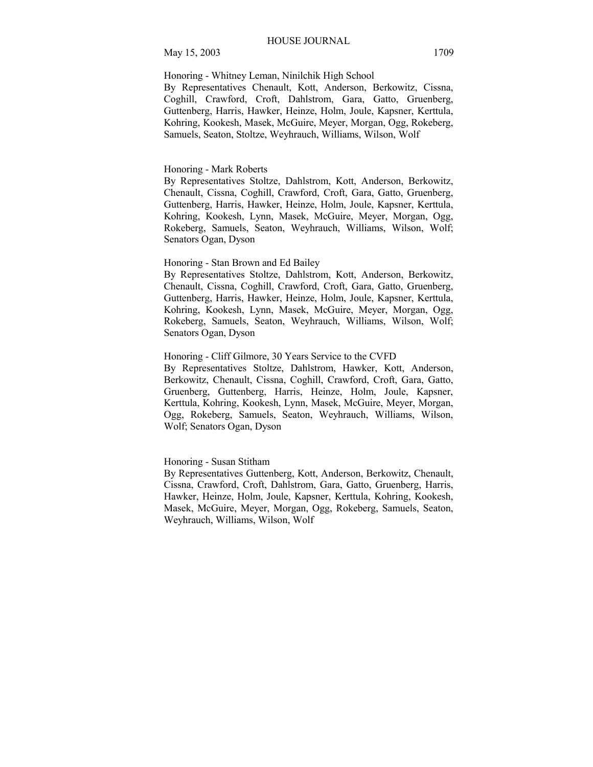Honoring - Whitney Leman, Ninilchik High School
By Representatives Chenault, Kott, Anderson, Berkowitz, Cissna, Coghill, Crawford, Croft, Dahlstrom, Gara, Gatto, Gruenberg, Guttenberg, Harris, Hawker, Heinze, Holm, Joule, Kapsner, Kerttula, Kohring, Kookesh, Masek, McGuire, Meyer, Morgan, Ogg, Rokeberg, Samuels, Seaton, Stoltze, Weyhrauch, Williams, Wilson, Wolf

Honoring - Mark Roberts
By Representatives Stoltze, Dahlstrom, Kott, Anderson, Berkowitz, Chenault, Cissna, Coghill, Crawford, Croft, Gara, Gatto, Gruenberg, Guttenberg, Harris, Hawker, Heinze, Holm, Joule, Kapsner, Kerttula, Kohring, Kookesh, Lynn, Masek, McGuire, Meyer, Morgan, Ogg, Rokeberg, Samuels, Seaton, Weyhrauch, Williams, Wilson, Wolf; Senators Ogan, Dyson

Honoring - Stan Brown and Ed Bailey
By Representatives Stoltze, Dahlstrom, Kott, Anderson, Berkowitz, Chenault, Cissna, Coghill, Crawford, Croft, Gara, Gatto, Gruenberg, Guttenberg, Harris, Hawker, Heinze, Holm, Joule, Kapsner, Kerttula, Kohring, Kookesh, Lynn, Masek, McGuire, Meyer, Morgan, Ogg, Rokeberg, Samuels, Seaton, Weyhrauch, Williams, Wilson, Wolf; Senators Ogan, Dyson

Honoring - Cliff Gilmore, 30 Years Service to the CVFD
By Representatives Stoltze, Dahlstrom, Hawker, Kott, Anderson, Berkowitz, Chenault, Cissna, Coghill, Crawford, Croft, Gara, Gatto, Gruenberg, Guttenberg, Harris, Heinze, Holm, Joule, Kapsner, Kerttula, Kohring, Kookesh, Lynn, Masek, McGuire, Meyer, Morgan, Ogg, Rokeberg, Samuels, Seaton, Weyhrauch, Williams, Wilson, Wolf; Senators Ogan, Dyson

Honoring - Susan Stitham
By Representatives Guttenberg, Kott, Anderson, Berkowitz, Chenault, Cissna, Crawford, Croft, Dahlstrom, Gara, Gatto, Gruenberg, Harris, Hawker, Heinze, Holm, Joule, Kapsner, Kerttula, Kohring, Kookesh, Masek, McGuire, Meyer, Morgan, Ogg, Rokeberg, Samuels, Seaton, Weyhrauch, Williams, Wilson, Wolf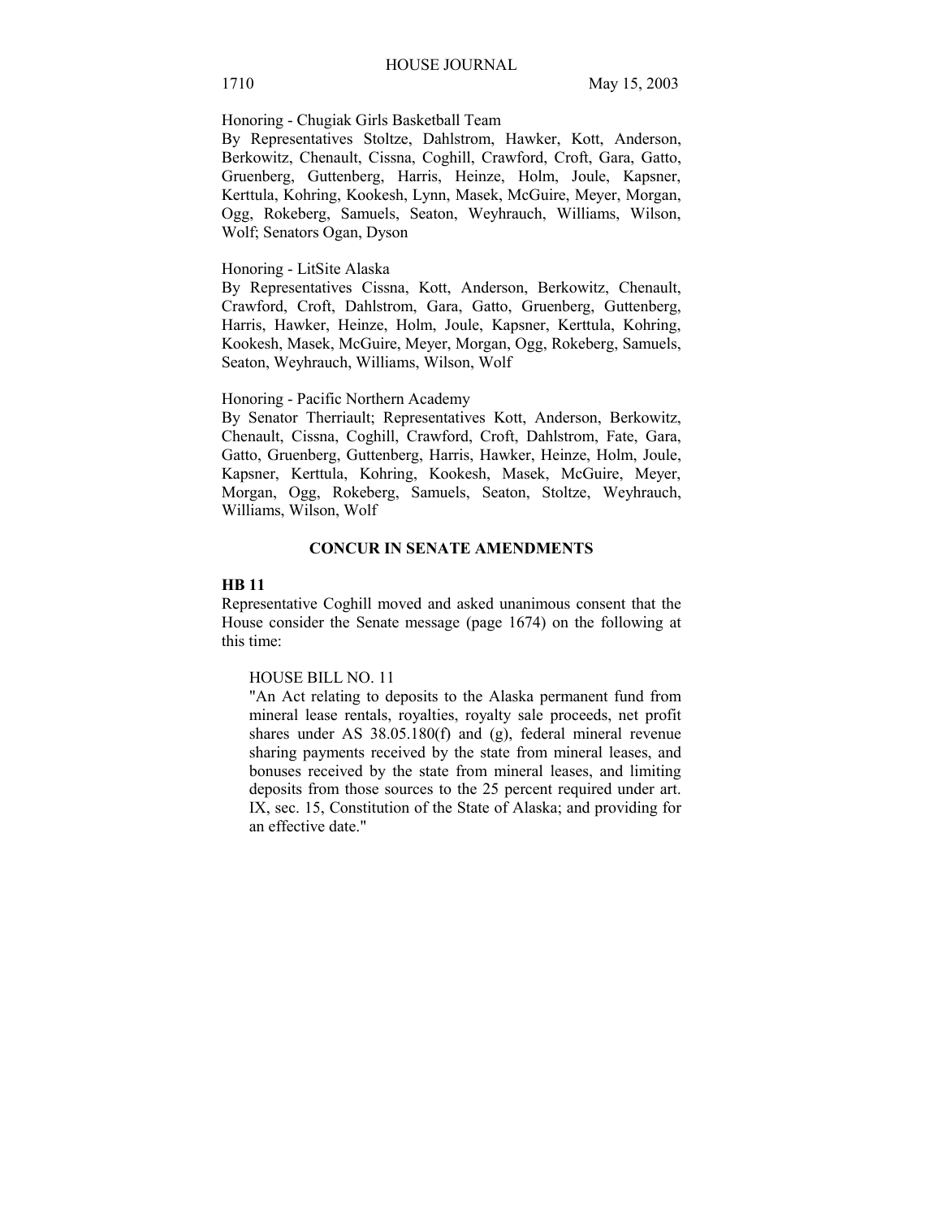Honoring - Chugiak Girls Basketball Team
By Representatives Stoltze, Dahlstrom, Hawker, Kott, Anderson, Berkowitz, Chenault, Cissna, Coghill, Crawford, Croft, Gara, Gatto, Gruenberg, Guttenberg, Harris, Heinze, Holm, Joule, Kapsner, Kerttula, Kohring, Kookesh, Lynn, Masek, McGuire, Meyer, Morgan, Ogg, Rokeberg, Samuels, Seaton, Weyhrauch, Williams, Wilson, Wolf; Senators Ogan, Dyson

Honoring - LitSite Alaska
By Representatives Cissna, Kott, Anderson, Berkowitz, Chenault, Crawford, Croft, Dahlstrom, Gara, Gatto, Gruenberg, Guttenberg, Harris, Hawker, Heinze, Holm, Joule, Kapsner, Kerttula, Kohring, Kookesh, Masek, McGuire, Meyer, Morgan, Ogg, Rokeberg, Samuels, Seaton, Weyhrauch, Williams, Wilson, Wolf

Honoring - Pacific Northern Academy
By Senator Therriault; Representatives Kott, Anderson, Berkowitz, Chenault, Cissna, Coghill, Crawford, Croft, Dahlstrom, Fate, Gara, Gatto, Gruenberg, Guttenberg, Harris, Hawker, Heinze, Holm, Joule, Kapsner, Kerttula, Kohring, Kookesh, Masek, McGuire, Meyer, Morgan, Ogg, Rokeberg, Samuels, Seaton, Stoltze, Weyhrauch, Williams, Wilson, Wolf

## CONCUR IN SENATE AMENDMENTS

**HB 11**

Representative Coghill moved and asked unanimous consent that the House consider the Senate message (page 1674) on the following at this time:

HOUSE BILL NO. 11
"An Act relating to deposits to the Alaska permanent fund from mineral lease rentals, royalties, royalty sale proceeds, net profit shares under AS 38.05.180(f) and (g), federal mineral revenue sharing payments received by the state from mineral leases, and bonuses received by the state from mineral leases, and limiting deposits from those sources to the 25 percent required under art. IX, sec. 15, Constitution of the State of Alaska; and providing for an effective date."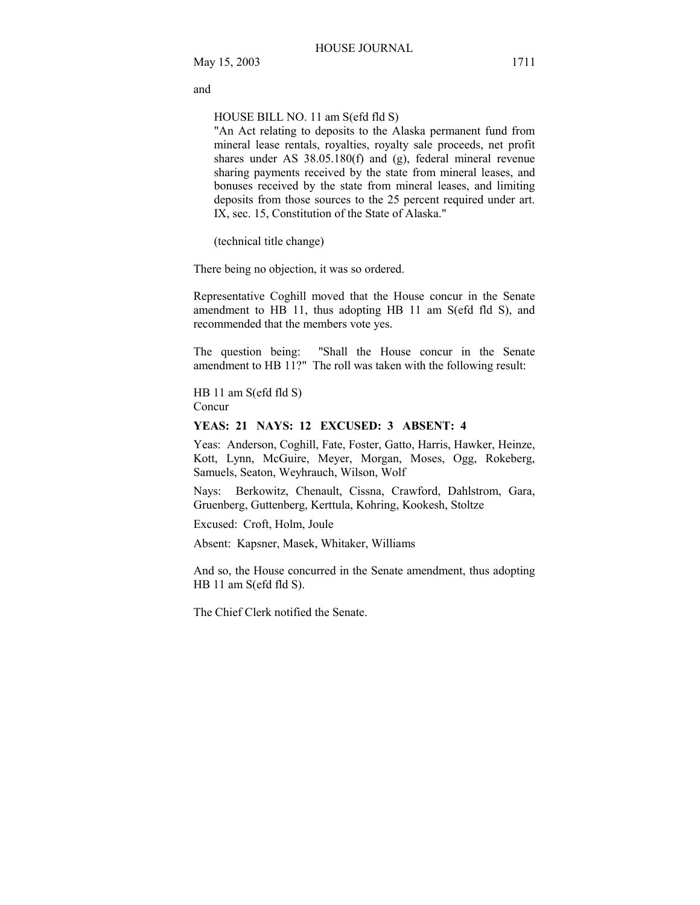and

HOUSE BILL NO. 11 am S(efd fld S)
"An Act relating to deposits to the Alaska permanent fund from mineral lease rentals, royalties, royalty sale proceeds, net profit shares under AS 38.05.180(f) and (g), federal mineral revenue sharing payments received by the state from mineral leases, and bonuses received by the state from mineral leases, and limiting deposits from those sources to the 25 percent required under art. IX, sec. 15, Constitution of the State of Alaska."

(technical title change)

There being no objection, it was so ordered.

Representative Coghill moved that the House concur in the Senate amendment to HB 11, thus adopting HB 11 am S(efd fld S), and recommended that the members vote yes.

The question being: "Shall the House concur in the Senate amendment to HB 11?" The roll was taken with the following result:

HB 11 am S(efd fld S)
Concur

**YEAS: 21 NAYS: 12 EXCUSED: 3 ABSENT: 4**

Yeas: Anderson, Coghill, Fate, Foster, Gatto, Harris, Hawker, Heinze, Kott, Lynn, McGuire, Meyer, Morgan, Moses, Ogg, Rokeberg, Samuels, Seaton, Weyhrauch, Wilson, Wolf

Nays: Berkowitz, Chenault, Cissna, Crawford, Dahlstrom, Gara, Gruenberg, Guttenberg, Kerttula, Kohring, Kookesh, Stoltze

Excused: Croft, Holm, Joule

Absent: Kapsner, Masek, Whitaker, Williams

And so, the House concurred in the Senate amendment, thus adopting HB 11 am S(efd fld S).

The Chief Clerk notified the Senate.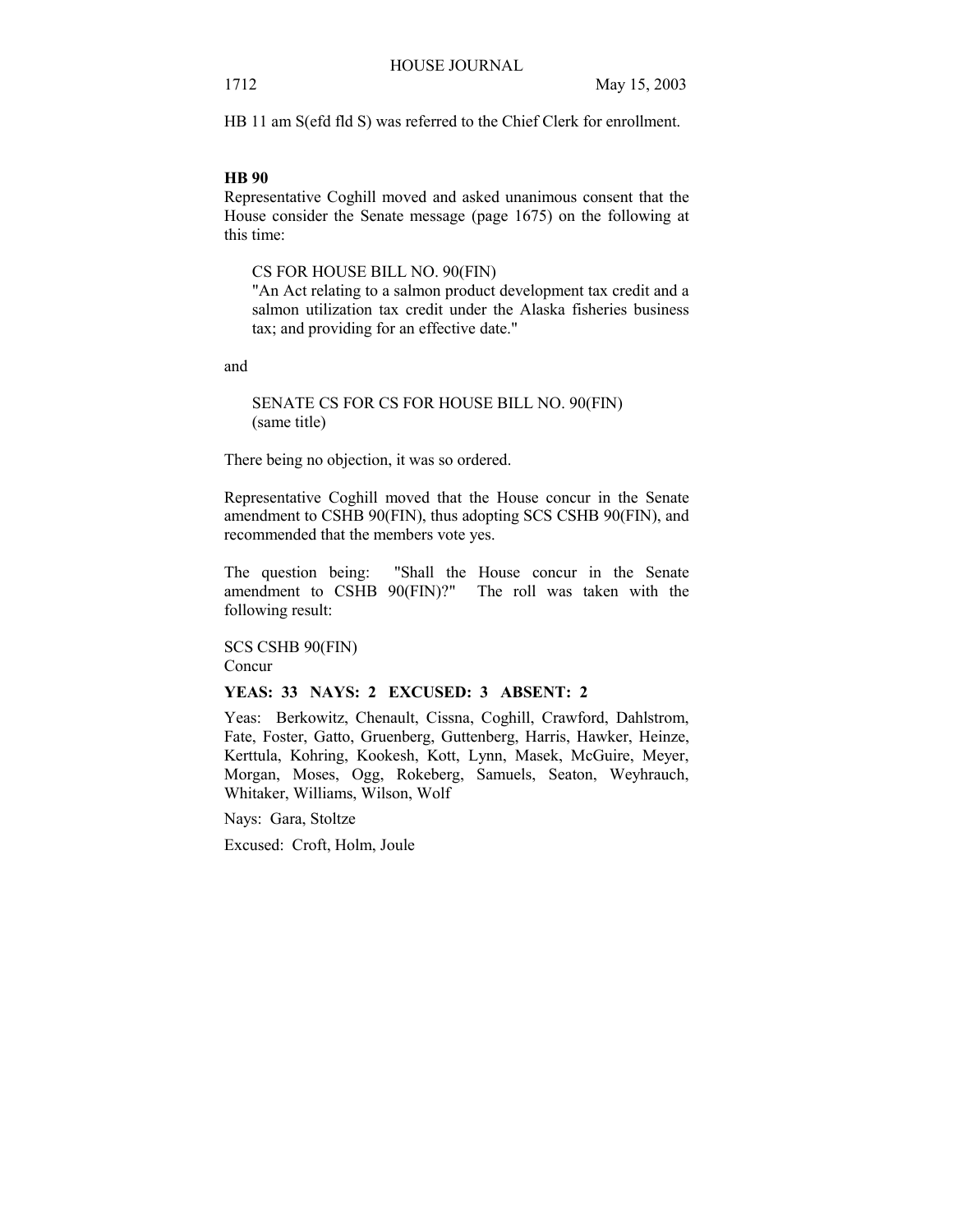HB 11 am S(efd fld S) was referred to the Chief Clerk for enrollment.

**HB 90**

Representative Coghill moved and asked unanimous consent that the House consider the Senate message (page 1675) on the following at this time:

> CS FOR HOUSE BILL NO. 90(FIN)
> "An Act relating to a salmon product development tax credit and a salmon utilization tax credit under the Alaska fisheries business tax; and providing for an effective date."

and

> SENATE CS FOR CS FOR HOUSE BILL NO. 90(FIN)
> (same title)

There being no objection, it was so ordered.

Representative Coghill moved that the House concur in the Senate amendment to CSHB 90(FIN), thus adopting SCS CSHB 90(FIN), and recommended that the members vote yes.

The question being: "Shall the House concur in the Senate amendment to CSHB 90(FIN)?" The roll was taken with the following result:

SCS CSHB 90(FIN)
Concur

**YEAS: 33 NAYS: 2 EXCUSED: 3 ABSENT: 2**

Yeas: Berkowitz, Chenault, Cissna, Coghill, Crawford, Dahlstrom, Fate, Foster, Gatto, Gruenberg, Guttenberg, Harris, Hawker, Heinze, Kerttula, Kohring, Kookesh, Kott, Lynn, Masek, McGuire, Meyer, Morgan, Moses, Ogg, Rokeberg, Samuels, Seaton, Weyhrauch, Whitaker, Williams, Wilson, Wolf

Nays: Gara, Stoltze

Excused: Croft, Holm, Joule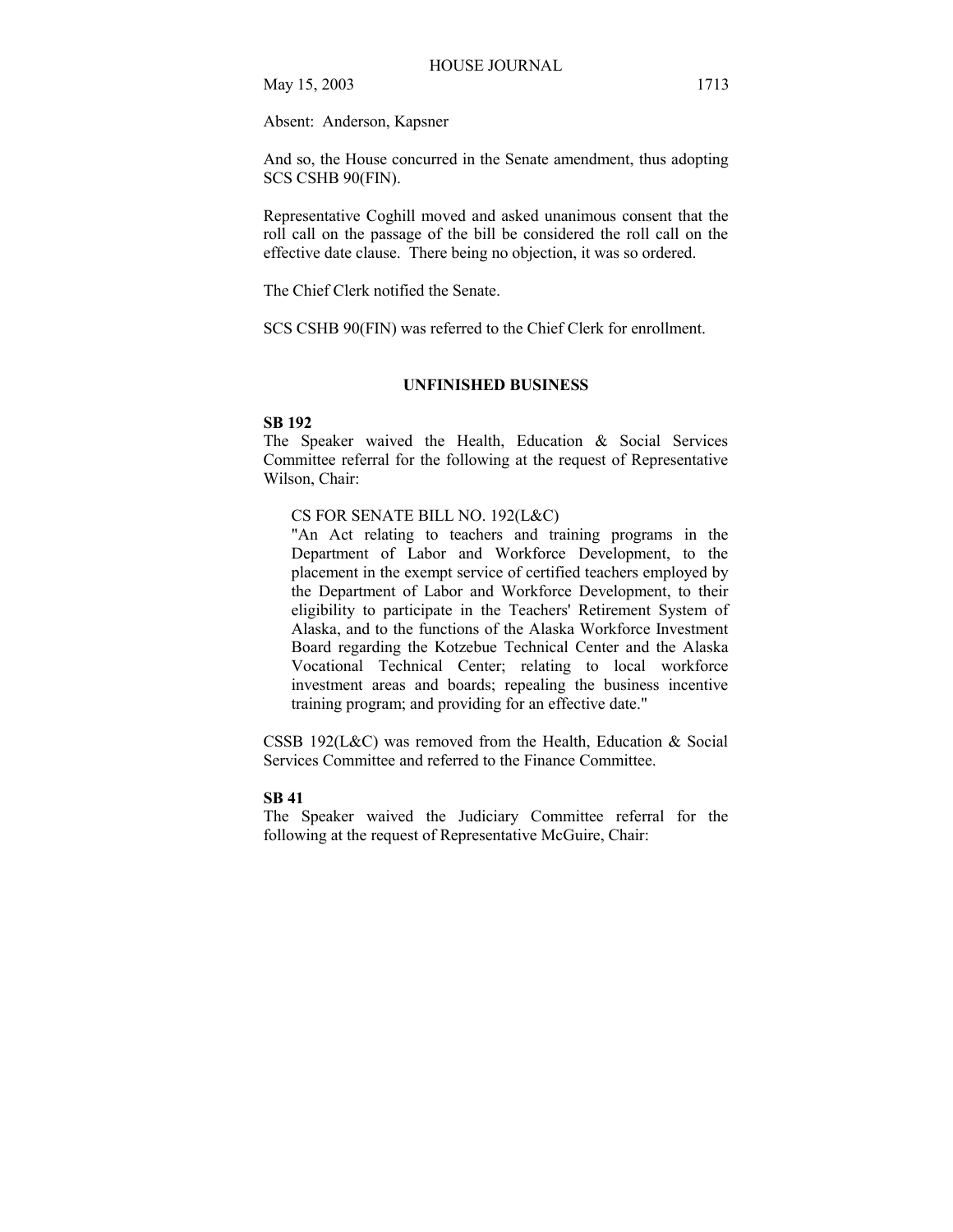Absent: Anderson, Kapsner

And so, the House concurred in the Senate amendment, thus adopting SCS CSHB 90(FIN).

Representative Coghill moved and asked unanimous consent that the roll call on the passage of the bill be considered the roll call on the effective date clause. There being no objection, it was so ordered.

The Chief Clerk notified the Senate.

SCS CSHB 90(FIN) was referred to the Chief Clerk for enrollment.

## UNFINISHED BUSINESS

**SB 192**

The Speaker waived the Health, Education & Social Services Committee referral for the following at the request of Representative Wilson, Chair:

> CS FOR SENATE BILL NO. 192(L&C)
> "An Act relating to teachers and training programs in the Department of Labor and Workforce Development, to the placement in the exempt service of certified teachers employed by the Department of Labor and Workforce Development, to their eligibility to participate in the Teachers' Retirement System of Alaska, and to the functions of the Alaska Workforce Investment Board regarding the Kotzebue Technical Center and the Alaska Vocational Technical Center; relating to local workforce investment areas and boards; repealing the business incentive training program; and providing for an effective date."

CSSB 192(L&C) was removed from the Health, Education & Social Services Committee and referred to the Finance Committee.

**SB 41**

The Speaker waived the Judiciary Committee referral for the following at the request of Representative McGuire, Chair: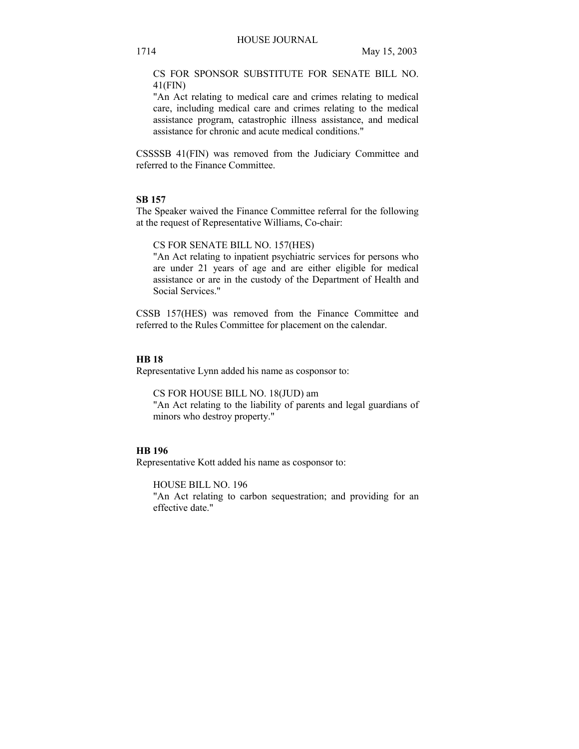CS FOR SPONSOR SUBSTITUTE FOR SENATE BILL NO. 41(FIN)
"An Act relating to medical care and crimes relating to medical care, including medical care and crimes relating to the medical assistance program, catastrophic illness assistance, and medical assistance for chronic and acute medical conditions."

CSSSSB 41(FIN) was removed from the Judiciary Committee and referred to the Finance Committee.

**SB 157**

The Speaker waived the Finance Committee referral for the following at the request of Representative Williams, Co-chair:

CS FOR SENATE BILL NO. 157(HES)
"An Act relating to inpatient psychiatric services for persons who are under 21 years of age and are either eligible for medical assistance or are in the custody of the Department of Health and Social Services."

CSSB 157(HES) was removed from the Finance Committee and referred to the Rules Committee for placement on the calendar.

**HB 18**

Representative Lynn added his name as cosponsor to:

CS FOR HOUSE BILL NO. 18(JUD) am
"An Act relating to the liability of parents and legal guardians of minors who destroy property."

**HB 196**

Representative Kott added his name as cosponsor to:

HOUSE BILL NO. 196
"An Act relating to carbon sequestration; and providing for an effective date."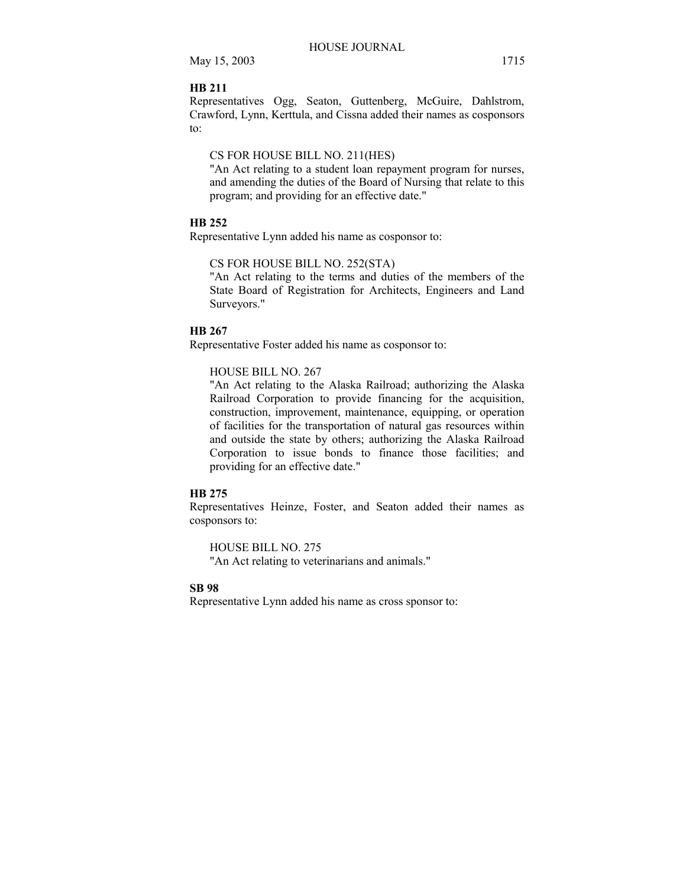**HB 211**

Representatives Ogg, Seaton, Guttenberg, McGuire, Dahlstrom, Crawford, Lynn, Kerttula, and Cissna added their names as cosponsors to:

CS FOR HOUSE BILL NO. 211(HES)
"An Act relating to a student loan repayment program for nurses, and amending the duties of the Board of Nursing that relate to this program; and providing for an effective date."

**HB 252**

Representative Lynn added his name as cosponsor to:

CS FOR HOUSE BILL NO. 252(STA)
"An Act relating to the terms and duties of the members of the State Board of Registration for Architects, Engineers and Land Surveyors."

**HB 267**

Representative Foster added his name as cosponsor to:

HOUSE BILL NO. 267
"An Act relating to the Alaska Railroad; authorizing the Alaska Railroad Corporation to provide financing for the acquisition, construction, improvement, maintenance, equipping, or operation of facilities for the transportation of natural gas resources within and outside the state by others; authorizing the Alaska Railroad Corporation to issue bonds to finance those facilities; and providing for an effective date."

**HB 275**

Representatives Heinze, Foster, and Seaton added their names as cosponsors to:

HOUSE BILL NO. 275
"An Act relating to veterinarians and animals."

**SB 98**

Representative Lynn added his name as cross sponsor to: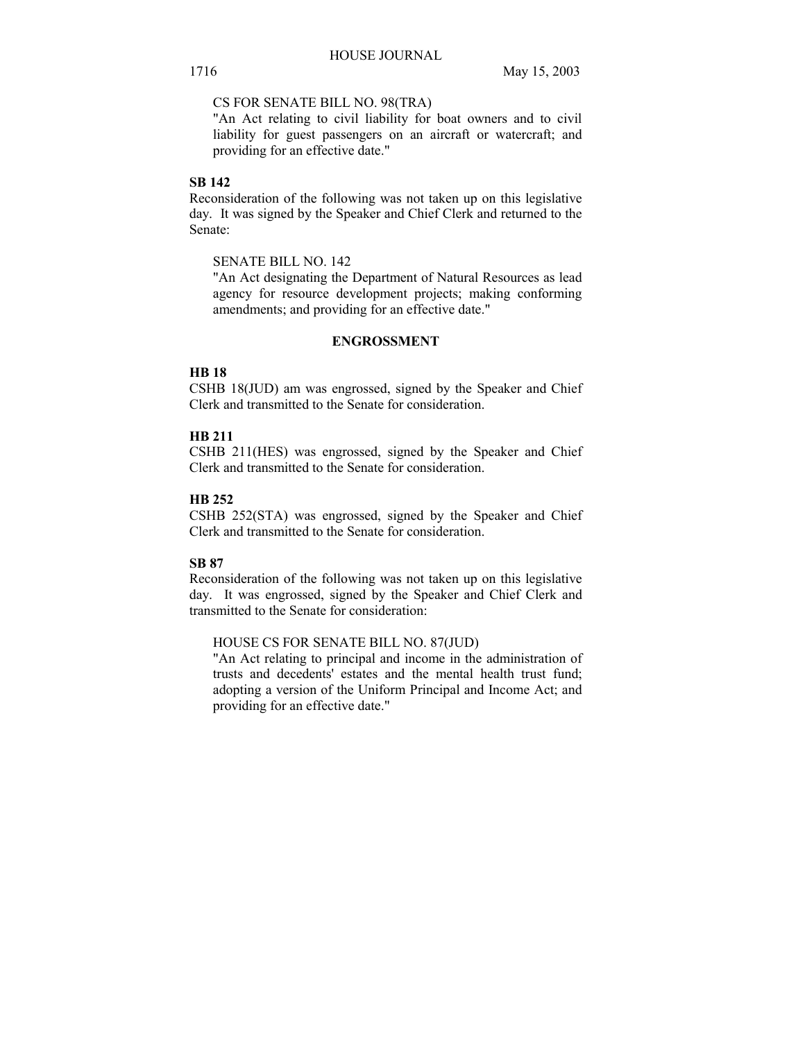CS FOR SENATE BILL NO. 98(TRA)

"An Act relating to civil liability for boat owners and to civil liability for guest passengers on an aircraft or watercraft; and providing for an effective date."

**SB 142**

Reconsideration of the following was not taken up on this legislative day. It was signed by the Speaker and Chief Clerk and returned to the Senate:

SENATE BILL NO. 142

"An Act designating the Department of Natural Resources as lead agency for resource development projects; making conforming amendments; and providing for an effective date."

**ENGROSSMENT**

**HB 18**

CSHB 18(JUD) am was engrossed, signed by the Speaker and Chief Clerk and transmitted to the Senate for consideration.

**HB 211**

CSHB 211(HES) was engrossed, signed by the Speaker and Chief Clerk and transmitted to the Senate for consideration.

**HB 252**

CSHB 252(STA) was engrossed, signed by the Speaker and Chief Clerk and transmitted to the Senate for consideration.

**SB 87**

Reconsideration of the following was not taken up on this legislative day. It was engrossed, signed by the Speaker and Chief Clerk and transmitted to the Senate for consideration:

HOUSE CS FOR SENATE BILL NO. 87(JUD)

"An Act relating to principal and income in the administration of trusts and decedents' estates and the mental health trust fund; adopting a version of the Uniform Principal and Income Act; and providing for an effective date."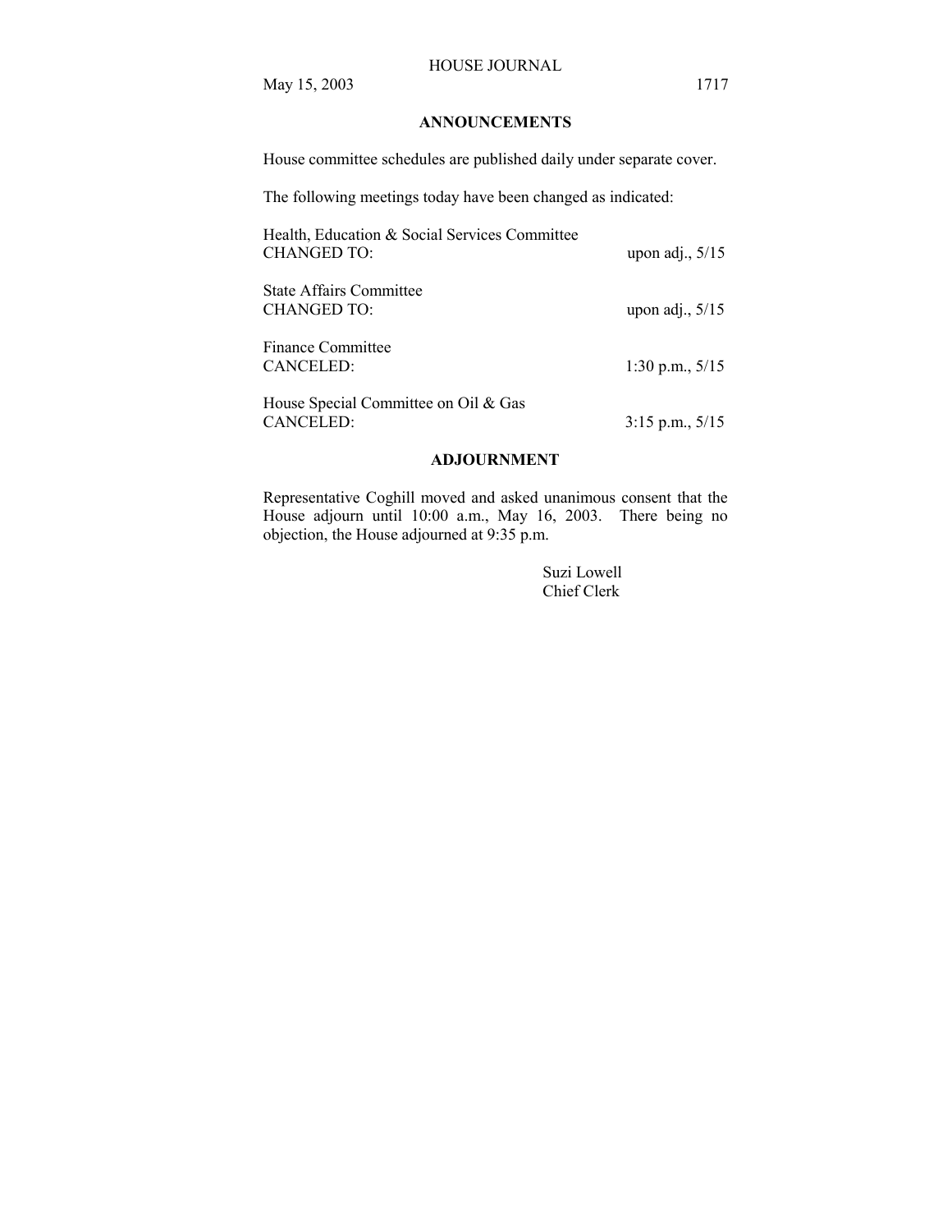## ANNOUNCEMENTS

House committee schedules are published daily under separate cover.

The following meetings today have been changed as indicated:

| | |
|---|---|
| Health, Education & Social Services Committee<br>CHANGED TO: | upon adj., 5/15 |
| State Affairs Committee<br>CHANGED TO: | upon adj., 5/15 |
| Finance Committee<br>CANCELED: | 1:30 p.m., 5/15 |
| House Special Committee on Oil & Gas<br>CANCELED: | 3:15 p.m., 5/15 |

## ADJOURNMENT

Representative Coghill moved and asked unanimous consent that the House adjourn until 10:00 a.m., May 16, 2003. There being no objection, the House adjourned at 9:35 p.m.

Suzi Lowell
Chief Clerk